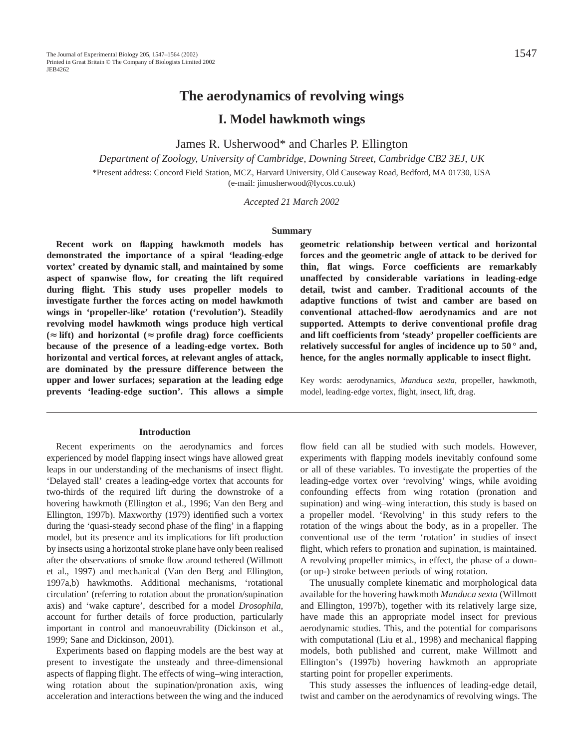# The aerodynamics of revolving wings

## I. Model hawkmoth wings

James R. Usherwood* and Charles P. Ellington

*Department of Zoology, University of Cambridge, Downing Street, Cambridge CB2 3EJ, UK*

*Present address: Concord Field Station, MCZ, Harvard University, Old Causeway Road, Bedford, MA 01730, USA (e-mail: jimusherwood@lycos.co.uk)

*Accepted 21 March 2002*

### Summary

**Recent work on flapping hawkmoth models has demonstrated the importance of a spiral 'leading-edge vortex' created by dynamic stall, and maintained by some aspect of spanwise flow, for creating the lift required during flight. This study uses propeller models to investigate further the forces acting on model hawkmoth wings in 'propeller-like' rotation ('revolution'). Steadily revolving model hawkmoth wings produce high vertical (≈ lift) and horizontal (≈ profile drag) force coefficients because of the presence of a leading-edge vortex. Both horizontal and vertical forces, at relevant angles of attack, are dominated by the pressure difference between the upper and lower surfaces; separation at the leading edge prevents 'leading-edge suction'. This allows a simple geometric relationship between vertical and horizontal forces and the geometric angle of attack to be derived for thin, flat wings. Force coefficients are remarkably unaffected by considerable variations in leading-edge detail, twist and camber. Traditional accounts of the adaptive functions of twist and camber are based on conventional attached-flow aerodynamics and are not supported. Attempts to derive conventional profile drag and lift coefficients from 'steady' propeller coefficients are relatively successful for angles of incidence up to 50° and, hence, for the angles normally applicable to insect flight.**

Key words: aerodynamics, *Manduca sexta*, propeller, hawkmoth, model, leading-edge vortex, flight, insect, lift, drag.

### Introduction

Recent experiments on the aerodynamics and forces experienced by model flapping insect wings have allowed great leaps in our understanding of the mechanisms of insect flight. 'Delayed stall' creates a leading-edge vortex that accounts for two-thirds of the required lift during the downstroke of a hovering hawkmoth (Ellington et al., 1996; Van den Berg and Ellington, 1997b). Maxworthy (1979) identified such a vortex during the 'quasi-steady second phase of the fling' in a flapping model, but its presence and its implications for lift production by insects using a horizontal stroke plane have only been realised after the observations of smoke flow around tethered (Willmott et al., 1997) and mechanical (Van den Berg and Ellington, 1997a,b) hawkmoths. Additional mechanisms, 'rotational circulation' (referring to rotation about the pronation/supination axis) and 'wake capture', described for a model *Drosophila*, account for further details of force production, particularly important in control and manoeuvrability (Dickinson et al., 1999; Sane and Dickinson, 2001).

Experiments based on flapping models are the best way at present to investigate the unsteady and three-dimensional aspects of flapping flight. The effects of wing–wing interaction, wing rotation about the supination/pronation axis, wing acceleration and interactions between the wing and the induced flow field can all be studied with such models. However, experiments with flapping models inevitably confound some or all of these variables. To investigate the properties of the leading-edge vortex over 'revolving' wings, while avoiding confounding effects from wing rotation (pronation and supination) and wing–wing interaction, this study is based on a propeller model. 'Revolving' in this study refers to the rotation of the wings about the body, as in a propeller. The conventional use of the term 'rotation' in studies of insect flight, which refers to pronation and supination, is maintained. A revolving propeller mimics, in effect, the phase of a down- (or up-) stroke between periods of wing rotation.

The unusually complete kinematic and morphological data available for the hovering hawkmoth *Manduca sexta* (Willmott and Ellington, 1997b), together with its relatively large size, have made this an appropriate model insect for previous aerodynamic studies. This, and the potential for comparisons with computational (Liu et al., 1998) and mechanical flapping models, both published and current, make Willmott and Ellington's (1997b) hovering hawkmoth an appropriate starting point for propeller experiments.

This study assesses the influences of leading-edge detail, twist and camber on the aerodynamics of revolving wings. The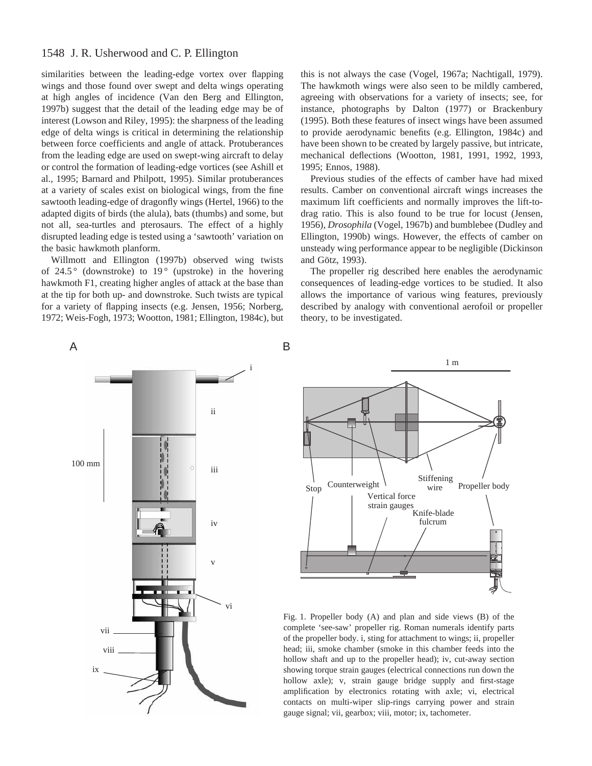similarities between the leading-edge vortex over flapping wings and those found over swept and delta wings operating at high angles of incidence (Van den Berg and Ellington, 1997b) suggest that the detail of the leading edge may be of interest (Lowson and Riley, 1995): the sharpness of the leading edge of delta wings is critical in determining the relationship between force coefficients and angle of attack. Protuberances from the leading edge are used on swept-wing aircraft to delay or control the formation of leading-edge vortices (see Ashill et al., 1995; Barnard and Philpott, 1995). Similar protuberances at a variety of scales exist on biological wings, from the fine sawtooth leading-edge of dragonfly wings (Hertel, 1966) to the adapted digits of birds (the alula), bats (thumbs) and some, but not all, sea-turtles and pterosaurs. The effect of a highly disrupted leading edge is tested using a 'sawtooth' variation on the basic hawkmoth planform.

Willmott and Ellington (1997b) observed wing twists of 24.5° (downstroke) to 19° (upstroke) in the hovering hawkmoth F1, creating higher angles of attack at the base than at the tip for both up- and downstroke. Such twists are typical for a variety of flapping insects (e.g. Jensen, 1956; Norberg, 1972; Weis-Fogh, 1973; Wootton, 1981; Ellington, 1984c), but this is not always the case (Vogel, 1967a; Nachtigall, 1979). The hawkmoth wings were also seen to be mildly cambered, agreeing with observations for a variety of insects; see, for instance, photographs by Dalton (1977) or Brackenbury (1995). Both these features of insect wings have been assumed to provide aerodynamic benefits (e.g. Ellington, 1984c) and have been shown to be created by largely passive, but intricate, mechanical deflections (Wootton, 1981, 1991, 1992, 1993, 1995; Ennos, 1988).

Previous studies of the effects of camber have had mixed results. Camber on conventional aircraft wings increases the maximum lift coefficients and normally improves the lift-to-drag ratio. This is also found to be true for locust (Jensen, 1956), *Drosophila* (Vogel, 1967b) and bumblebee (Dudley and Ellington, 1990b) wings. However, the effects of camber on unsteady wing performance appear to be negligible (Dickinson and Götz, 1993).

The propeller rig described here enables the aerodynamic consequences of leading-edge vortices to be studied. It also allows the importance of various wing features, previously described by analogy with conventional aerofoil or propeller theory, to be investigated.

Fig. 1. Propeller body (A) and plan and side views (B) of the complete 'see-saw' propeller rig. Roman numerals identify parts of the propeller body. i, sting for attachment to wings; ii, propeller head; iii, smoke chamber (smoke in this chamber feeds into the hollow shaft and up to the propeller head); iv, cut-away section showing torque strain gauges (electrical connections run down the hollow axle); v, strain gauge bridge supply and first-stage amplification by electronics rotating with axle; vi, electrical contacts on multi-wiper slip-rings carrying power and strain gauge signal; vii, gearbox; viii, motor; ix, tachometer.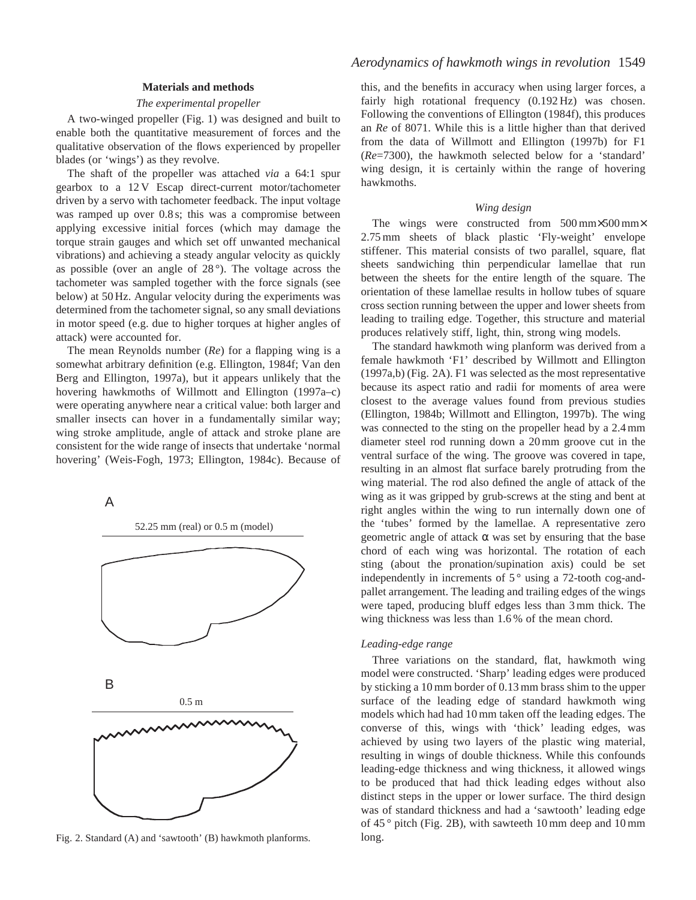## Materials and methods

### *The experimental propeller*

A two-winged propeller (Fig. 1) was designed and built to enable both the quantitative measurement of forces and the qualitative observation of the flows experienced by propeller blades (or 'wings') as they revolve.

The shaft of the propeller was attached *via* a 64:1 spur gearbox to a 12 V Escap direct-current motor/tachometer driven by a servo with tachometer feedback. The input voltage was ramped up over 0.8 s; this was a compromise between applying excessive initial forces (which may damage the torque strain gauges and which set off unwanted mechanical vibrations) and achieving a steady angular velocity as quickly as possible (over an angle of 28 °). The voltage across the tachometer was sampled together with the force signals (see below) at 50 Hz. Angular velocity during the experiments was determined from the tachometer signal, so any small deviations in motor speed (e.g. due to higher torques at higher angles of attack) were accounted for.

The mean Reynolds number (*Re*) for a flapping wing is a somewhat arbitrary definition (e.g. Ellington, 1984f; Van den Berg and Ellington, 1997a), but it appears unlikely that the hovering hawkmoths of Willmott and Ellington (1997a–c) were operating anywhere near a critical value: both larger and smaller insects can hover in a fundamentally similar way; wing stroke amplitude, angle of attack and stroke plane are consistent for the wide range of insects that undertake 'normal hovering' (Weis-Fogh, 1973; Ellington, 1984c). Because of this, and the benefits in accuracy when using larger forces, a fairly high rotational frequency (0.192 Hz) was chosen. Following the conventions of Ellington (1984f), this produces an *Re* of 8071. While this is a little higher than that derived from the data of Willmott and Ellington (1997b) for F1 (*Re*=7300), the hawkmoth selected below for a 'standard' wing design, it is certainly within the range of hovering hawkmoths.

### *Wing design*

The wings were constructed from 500 mm×500 mm× 2.75 mm sheets of black plastic 'Fly-weight' envelope stiffener. This material consists of two parallel, square, flat sheets sandwiching thin perpendicular lamellae that run between the sheets for the entire length of the square. The orientation of these lamellae results in hollow tubes of square cross section running between the upper and lower sheets from leading to trailing edge. Together, this structure and material produces relatively stiff, light, thin, strong wing models.

The standard hawkmoth wing planform was derived from a female hawkmoth 'F1' described by Willmott and Ellington (1997a,b) (Fig. 2A). F1 was selected as the most representative because its aspect ratio and radii for moments of area were closest to the average values found from previous studies (Ellington, 1984b; Willmott and Ellington, 1997b). The wing was connected to the sting on the propeller head by a 2.4 mm diameter steel rod running down a 20 mm groove cut in the ventral surface of the wing. The groove was covered in tape, resulting in an almost flat surface barely protruding from the wing material. The rod also defined the angle of attack of the wing as it was gripped by grub-screws at the sting and bent at right angles within the wing to run internally down one of the 'tubes' formed by the lamellae. A representative zero geometric angle of attack $\alpha$ was set by ensuring that the base chord of each wing was horizontal. The rotation of each sting (about the pronation/supination axis) could be set independently in increments of 5 ° using a 72-tooth cog-and-pallet arrangement. The leading and trailing edges of the wings were taped, producing bluff edges less than 3 mm thick. The wing thickness was less than 1.6 % of the mean chord.

A

52.25 mm (real) or 0.5 m (model)

B

0.5 m

Fig. 2. Standard (A) and 'sawtooth' (B) hawkmoth planforms.

#### *Leading-edge range*

Three variations on the standard, flat, hawkmoth wing model were constructed. 'Sharp' leading edges were produced by sticking a 10 mm border of 0.13 mm brass shim to the upper surface of the leading edge of standard hawkmoth wing models which had had 10 mm taken off the leading edges. The converse of this, wings with 'thick' leading edges, was achieved by using two layers of the plastic wing material, resulting in wings of double thickness. While this confounds leading-edge thickness and wing thickness, it allowed wings to be produced that had thick leading edges without also distinct steps in the upper or lower surface. The third design was of standard thickness and had a 'sawtooth' leading edge of 45 ° pitch (Fig. 2B), with sawteeth 10 mm deep and 10 mm long.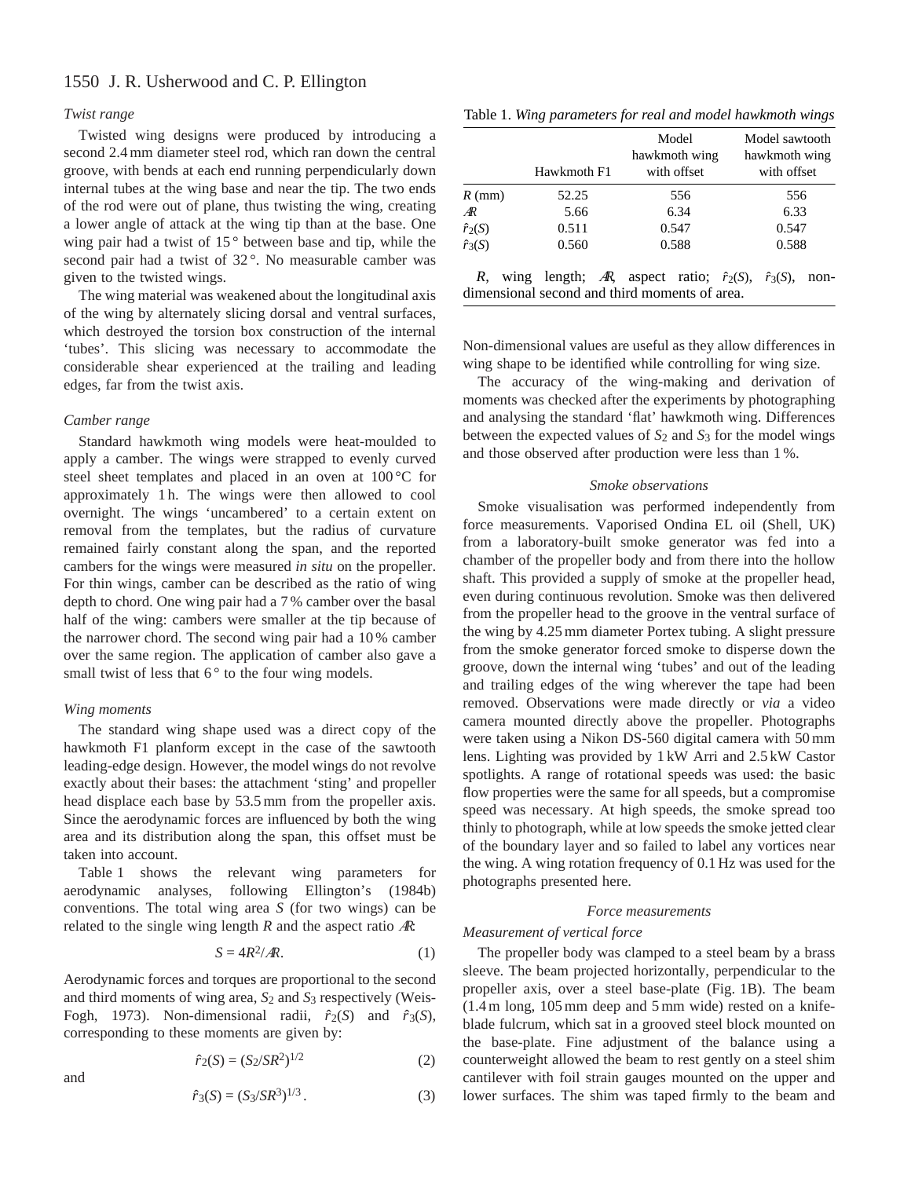*Twist range*

Twisted wing designs were produced by introducing a second 2.4 mm diameter steel rod, which ran down the central groove, with bends at each end running perpendicularly down internal tubes at the wing base and near the tip. The two ends of the rod were out of plane, thus twisting the wing, creating a lower angle of attack at the wing tip than at the base. One wing pair had a twist of 15° between base and tip, while the second pair had a twist of 32°. No measurable camber was given to the twisted wings.

The wing material was weakened about the longitudinal axis of the wing by alternately slicing dorsal and ventral surfaces, which destroyed the torsion box construction of the internal 'tubes'. This slicing was necessary to accommodate the considerable shear experienced at the trailing and leading edges, far from the twist axis.

*Camber range*

Standard hawkmoth wing models were heat-moulded to apply a camber. The wings were strapped to evenly curved steel sheet templates and placed in an oven at 100 °C for approximately 1 h. The wings were then allowed to cool overnight. The wings 'uncambered' to a certain extent on removal from the templates, but the radius of curvature remained fairly constant along the span, and the reported cambers for the wings were measured *in situ* on the propeller. For thin wings, camber can be described as the ratio of wing depth to chord. One wing pair had a 7 % camber over the basal half of the wing: cambers were smaller at the tip because of the narrower chord. The second wing pair had a 10 % camber over the same region. The application of camber also gave a small twist of less that 6° to the four wing models.

*Wing moments*

The standard wing shape used was a direct copy of the hawkmoth F1 planform except in the case of the sawtooth leading-edge design. However, the model wings do not revolve exactly about their bases: the attachment 'sting' and propeller head displace each base by 53.5 mm from the propeller axis. Since the aerodynamic forces are influenced by both the wing area and its distribution along the span, this offset must be taken into account.

Table 1 shows the relevant wing parameters for aerodynamic analyses, following Ellington's (1984b) conventions. The total wing area $S$ (for two wings) can be related to the single wing length $R$ and the aspect ratio $\mathcal{R}$:

$$S = 4R^2/\mathcal{R}. \tag{1}$$

Aerodynamic forces and torques are proportional to the second and third moments of wing area, $S_2$ and $S_3$ respectively (Weis-Fogh, 1973). Non-dimensional radii, $\hat{r}_2(S)$ and $\hat{r}_3(S)$, corresponding to these moments are given by:

$$\hat{r}_2(S) = (S_2/SR^2)^{1/2} \tag{2}$$

and

$$\hat{r}_3(S) = (S_3/SR^3)^{1/3}. \tag{3}$$

Table 1. *Wing parameters for real and model hawkmoth wings*

| | Hawkmoth F1 | Model hawkmoth wing with offset | Model sawtooth hawkmoth wing with offset |
|---|---|---|---|
| $R$ (mm) | 52.25 | 556 | 556 |
| $\mathcal{R}$ | 5.66 | 6.34 | 6.33 |
| $\hat{r}_2(S)$ | 0.511 | 0.547 | 0.547 |
| $\hat{r}_3(S)$ | 0.560 | 0.588 | 0.588 |

$R$, wing length; $\mathcal{R}$, aspect ratio; $\hat{r}_2(S)$, $\hat{r}_3(S)$, non-dimensional second and third moments of area.

Non-dimensional values are useful as they allow differences in wing shape to be identified while controlling for wing size.

The accuracy of the wing-making and derivation of moments was checked after the experiments by photographing and analysing the standard 'flat' hawkmoth wing. Differences between the expected values of $S_2$ and $S_3$ for the model wings and those observed after production were less than 1 %.

*Smoke observations*

Smoke visualisation was performed independently from force measurements. Vaporised Ondina EL oil (Shell, UK) from a laboratory-built smoke generator was fed into a chamber of the propeller body and from there into the hollow shaft. This provided a supply of smoke at the propeller head, even during continuous revolution. Smoke was then delivered from the propeller head to the groove in the ventral surface of the wing by 4.25 mm diameter Portex tubing. A slight pressure from the smoke generator forced smoke to disperse down the groove, down the internal wing 'tubes' and out of the leading and trailing edges of the wing wherever the tape had been removed. Observations were made directly or *via* a video camera mounted directly above the propeller. Photographs were taken using a Nikon DS-560 digital camera with 50 mm lens. Lighting was provided by 1 kW Arri and 2.5 kW Castor spotlights. A range of rotational speeds was used: the basic flow properties were the same for all speeds, but a compromise speed was necessary. At high speeds, the smoke spread too thinly to photograph, while at low speeds the smoke jetted clear of the boundary layer and so failed to label any vortices near the wing. A wing rotation frequency of 0.1 Hz was used for the photographs presented here.

*Force measurements*

*Measurement of vertical force*

The propeller body was clamped to a steel beam by a brass sleeve. The beam projected horizontally, perpendicular to the propeller axis, over a steel base-plate (Fig. 1B). The beam (1.4 m long, 105 mm deep and 5 mm wide) rested on a knife-blade fulcrum, which sat in a grooved steel block mounted on the base-plate. Fine adjustment of the balance using a counterweight allowed the beam to rest gently on a steel shim cantilever with foil strain gauges mounted on the upper and lower surfaces. The shim was taped firmly to the beam and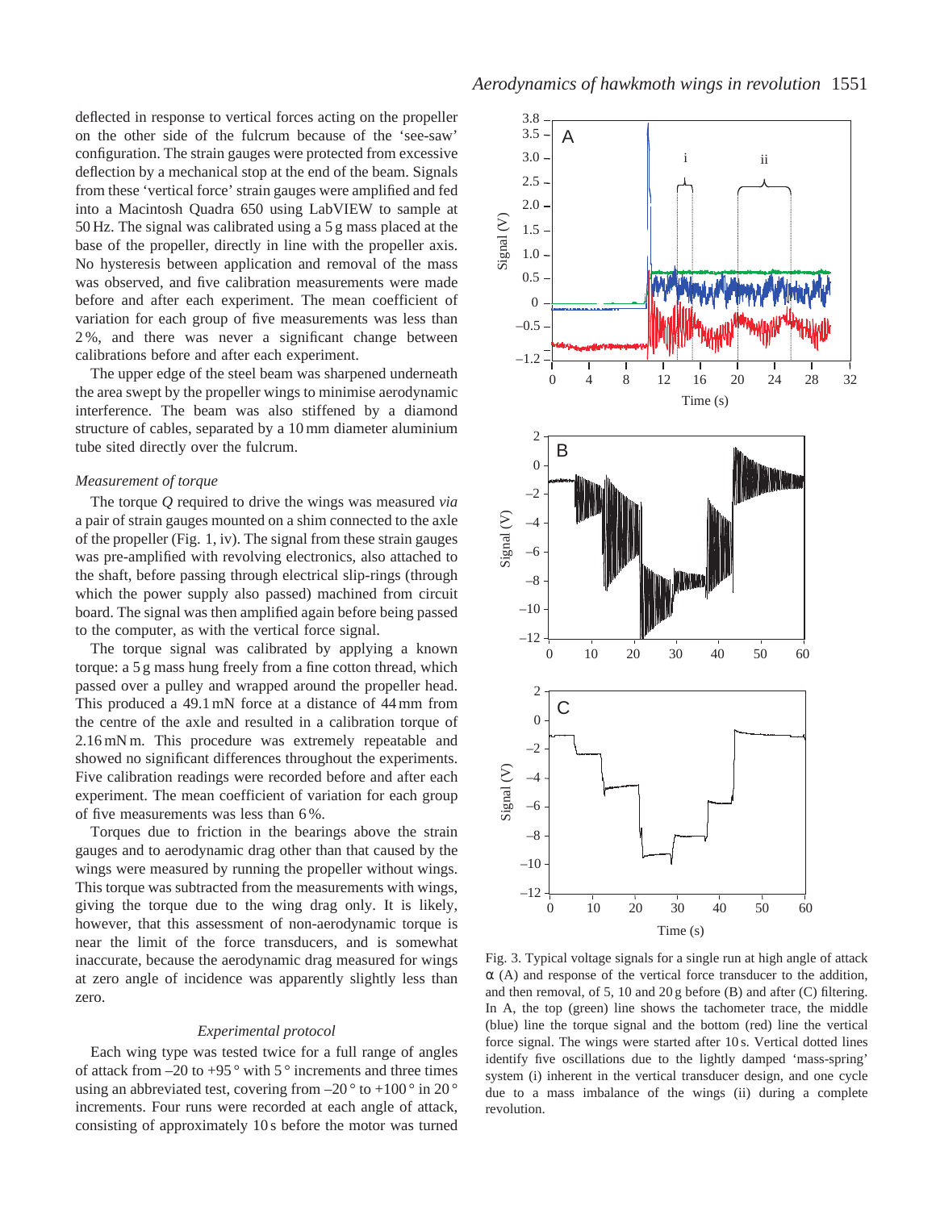deflected in response to vertical forces acting on the propeller on the other side of the fulcrum because of the 'see-saw' configuration. The strain gauges were protected from excessive deflection by a mechanical stop at the end of the beam. Signals from these 'vertical force' strain gauges were amplified and fed into a Macintosh Quadra 650 using LabVIEW to sample at 50 Hz. The signal was calibrated using a 5 g mass placed at the base of the propeller, directly in line with the propeller axis. No hysteresis between application and removal of the mass was observed, and five calibration measurements were made before and after each experiment. The mean coefficient of variation for each group of five measurements was less than 2 %, and there was never a significant change between calibrations before and after each experiment.

The upper edge of the steel beam was sharpened underneath the area swept by the propeller wings to minimise aerodynamic interference. The beam was also stiffened by a diamond structure of cables, separated by a 10 mm diameter aluminium tube sited directly over the fulcrum.

### *Measurement of torque*

The torque $Q$ required to drive the wings was measured *via* a pair of strain gauges mounted on a shim connected to the axle of the propeller (Fig. 1, iv). The signal from these strain gauges was pre-amplified with revolving electronics, also attached to the shaft, before passing through electrical slip-rings (through which the power supply also passed) machined from circuit board. The signal was then amplified again before being passed to the computer, as with the vertical force signal.

The torque signal was calibrated by applying a known torque: a 5 g mass hung freely from a fine cotton thread, which passed over a pulley and wrapped around the propeller head. This produced a 49.1 mN force at a distance of 44 mm from the centre of the axle and resulted in a calibration torque of 2.16 mN m. This procedure was extremely repeatable and showed no significant differences throughout the experiments. Five calibration readings were recorded before and after each experiment. The mean coefficient of variation for each group of five measurements was less than 6 %.

Torques due to friction in the bearings above the strain gauges and to aerodynamic drag other than that caused by the wings were measured by running the propeller without wings. This torque was subtracted from the measurements with wings, giving the torque due to the wing drag only. It is likely, however, that this assessment of non-aerodynamic torque is near the limit of the force transducers, and is somewhat inaccurate, because the aerodynamic drag measured for wings at zero angle of incidence was apparently slightly less than zero.

### *Experimental protocol*

Each wing type was tested twice for a full range of angles of attack from –20 to +95 ° with 5 ° increments and three times using an abbreviated test, covering from –20 ° to +100 ° in 20 ° increments. Four runs were recorded at each angle of attack, consisting of approximately 10 s before the motor was turned

Fig. 3. Typical voltage signals for a single run at high angle of attack α (A) and response of the vertical force transducer to the addition, and then removal, of 5, 10 and 20 g before (B) and after (C) filtering. In A, the top (green) line shows the tachometer trace, the middle (blue) line the torque signal and the bottom (red) line the vertical force signal. The wings were started after 10 s. Vertical dotted lines identify five oscillations due to the lightly damped 'mass-spring' system (i) inherent in the vertical transducer design, and one cycle due to a mass imbalance of the wings (ii) during a complete revolution.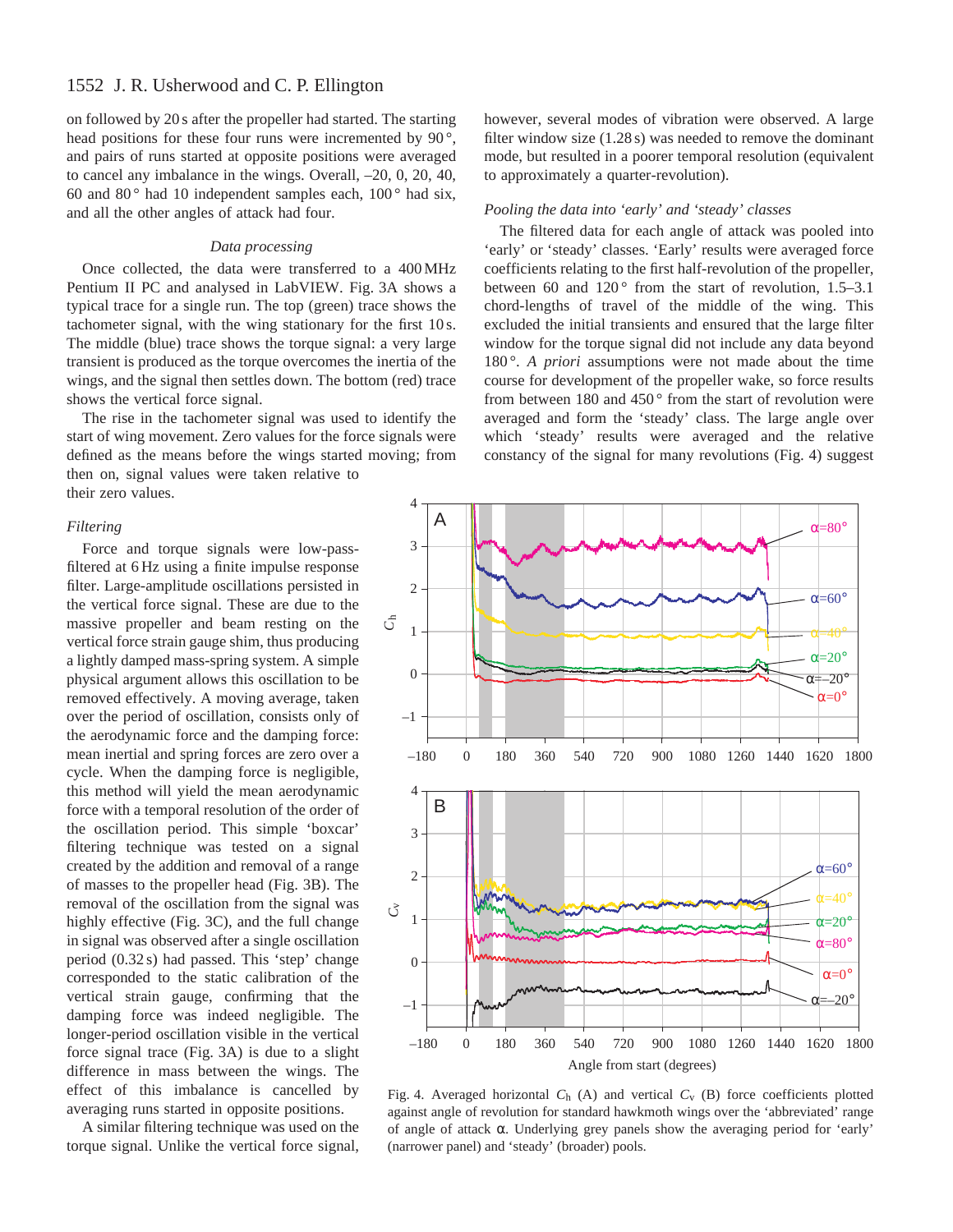on followed by 20 s after the propeller had started. The starting head positions for these four runs were incremented by 90°, and pairs of runs started at opposite positions were averaged to cancel any imbalance in the wings. Overall, –20, 0, 20, 40, 60 and 80° had 10 independent samples each, 100° had six, and all the other angles of attack had four.

### *Data processing*

Once collected, the data were transferred to a 400 MHz Pentium II PC and analysed in LabVIEW. Fig. 3A shows a typical trace for a single run. The top (green) trace shows the tachometer signal, with the wing stationary for the first 10 s. The middle (blue) trace shows the torque signal: a very large transient is produced as the torque overcomes the inertia of the wings, and the signal then settles down. The bottom (red) trace shows the vertical force signal.

The rise in the tachometer signal was used to identify the start of wing movement. Zero values for the force signals were defined as the means before the wings started moving; from then on, signal values were taken relative to their zero values.

### *Filtering*

Force and torque signals were low-pass-filtered at 6 Hz using a finite impulse response filter. Large-amplitude oscillations persisted in the vertical force signal. These are due to the massive propeller and beam resting on the vertical force strain gauge shim, thus producing a lightly damped mass-spring system. A simple physical argument allows this oscillation to be removed effectively. A moving average, taken over the period of oscillation, consists only of the aerodynamic force and the damping force: mean inertial and spring forces are zero over a cycle. When the damping force is negligible, this method will yield the mean aerodynamic force with a temporal resolution of the order of the oscillation period. This simple 'boxcar' filtering technique was tested on a signal created by the addition and removal of a range of masses to the propeller head (Fig. 3B). The removal of the oscillation from the signal was highly effective (Fig. 3C), and the full change in signal was observed after a single oscillation period (0.32 s) had passed. This 'step' change corresponded to the static calibration of the vertical strain gauge, confirming that the damping force was indeed negligible. The longer-period oscillation visible in the vertical force signal trace (Fig. 3A) is due to a slight difference in mass between the wings. The effect of this imbalance is cancelled by averaging runs started in opposite positions.

A similar filtering technique was used on the torque signal. Unlike the vertical force signal, however, several modes of vibration were observed. A large filter window size (1.28 s) was needed to remove the dominant mode, but resulted in a poorer temporal resolution (equivalent to approximately a quarter-revolution).

### *Pooling the data into 'early' and 'steady' classes*

The filtered data for each angle of attack was pooled into 'early' or 'steady' classes. 'Early' results were averaged force coefficients relating to the first half-revolution of the propeller, between 60 and 120° from the start of revolution, 1.5–3.1 chord-lengths of travel of the middle of the wing. This excluded the initial transients and ensured that the large filter window for the torque signal did not include any data beyond 180°. *A priori* assumptions were not made about the time course for development of the propeller wake, so force results from between 180 and 450° from the start of revolution were averaged and form the 'steady' class. The large angle over which 'steady' results were averaged and the relative constancy of the signal for many revolutions (Fig. 4) suggest

Fig. 4. Averaged horizontal $C_h$ (A) and vertical $C_v$ (B) force coefficients plotted against angle of revolution for standard hawkmoth wings over the 'abbreviated' range of angle of attack α. Underlying grey panels show the averaging period for 'early' (narrower panel) and 'steady' (broader) pools.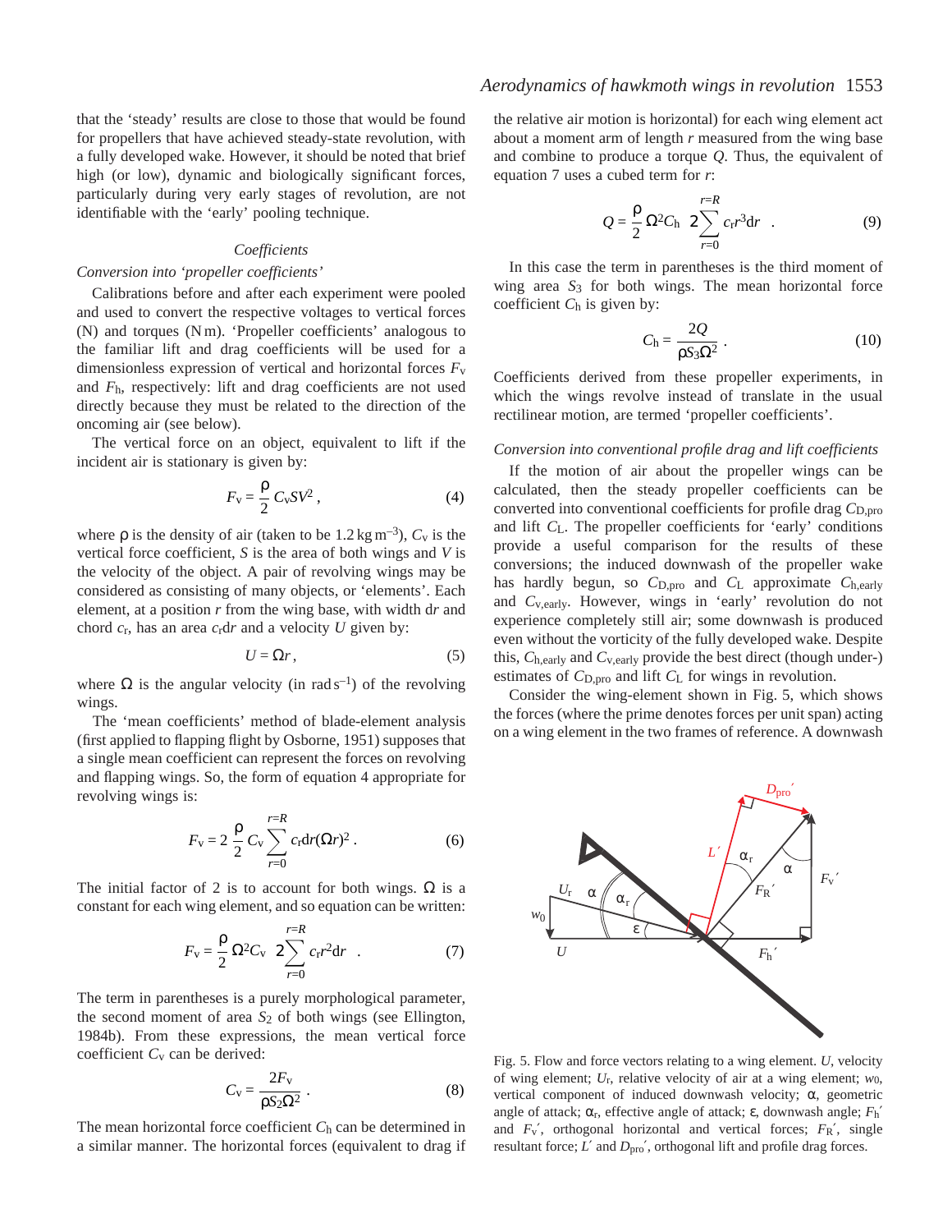that the 'steady' results are close to those that would be found for propellers that have achieved steady-state revolution, with a fully developed wake. However, it should be noted that brief high (or low), dynamic and biologically significant forces, particularly during very early stages of revolution, are not identifiable with the 'early' pooling technique.

### Coefficients

#### *Conversion into 'propeller coefficients'*

Calibrations before and after each experiment were pooled and used to convert the respective voltages to vertical forces (N) and torques (N m). 'Propeller coefficients' analogous to the familiar lift and drag coefficients will be used for a dimensionless expression of vertical and horizontal forces $F_v$ and $F_h$, respectively: lift and drag coefficients are not used directly because they must be related to the direction of the oncoming air (see below).

The vertical force on an object, equivalent to lift if the incident air is stationary is given by:

$$F_v = \frac{\rho}{2} C_v S V^2 \,, \tag{4}$$

where $\rho$ is the density of air (taken to be $1.2\,\text{kg m}^{-3}$), $C_v$ is the vertical force coefficient, $S$ is the area of both wings and $V$ is the velocity of the object. A pair of revolving wings may be considered as consisting of many objects, or 'elements'. Each element, at a position $r$ from the wing base, with width $dr$ and chord $c_r$, has an area $c_r dr$ and a velocity $U$ given by:

$$U = \Omega r \,, \tag{5}$$

where $\Omega$ is the angular velocity (in $\text{rad s}^{-1}$) of the revolving wings.

The 'mean coefficients' method of blade-element analysis (first applied to flapping flight by Osborne, 1951) supposes that a single mean coefficient can represent the forces on revolving and flapping wings. So, the form of equation 4 appropriate for revolving wings is:

$$F_v = 2\,\frac{\rho}{2}\, C_v \sum_{r=0}^{r=R} c_r dr (\Omega r)^2 \,. \tag{6}$$

The initial factor of 2 is to account for both wings. $\Omega$ is a constant for each wing element, and so equation can be written:

$$F_v = \frac{\rho}{2}\, \Omega^2 C_v \left( 2 \sum_{r=0}^{r=R} c_r r^2 dr \right) . \tag{7}$$

The term in parentheses is a purely morphological parameter, the second moment of area $S_2$ of both wings (see Ellington, 1984b). From these expressions, the mean vertical force coefficient $C_v$ can be derived:

$$C_v = \frac{2F_v}{\rho S_2 \Omega^2} \,. \tag{8}$$

The mean horizontal force coefficient $C_h$ can be determined in a similar manner. The horizontal forces (equivalent to drag if the relative air motion is horizontal) for each wing element act about a moment arm of length $r$ measured from the wing base and combine to produce a torque $Q$. Thus, the equivalent of equation 7 uses a cubed term for $r$:

$$Q = \frac{\rho}{2}\, \Omega^2 C_h \left( 2 \sum_{r=0}^{r=R} c_r r^3 dr \right) . \tag{9}$$

In this case the term in parentheses is the third moment of wing area $S_3$ for both wings. The mean horizontal force coefficient $C_h$ is given by:

$$C_h = \frac{2Q}{\rho S_3 \Omega^2} \,. \tag{10}$$

Coefficients derived from these propeller experiments, in which the wings revolve instead of translate in the usual rectilinear motion, are termed 'propeller coefficients'.

#### *Conversion into conventional profile drag and lift coefficients*

If the motion of air about the propeller wings can be calculated, then the steady propeller coefficients can be converted into conventional coefficients for profile drag $C_{D,pro}$ and lift $C_L$. The propeller coefficients for 'early' conditions provide a useful comparison for the results of these conversions; the induced downwash of the propeller wake has hardly begun, so $C_{D,pro}$ and $C_L$ approximate $C_{h,early}$ and $C_{v,early}$. However, wings in 'early' revolution do not experience completely still air; some downwash is produced even without the vorticity of the fully developed wake. Despite this, $C_{h,early}$ and $C_{v,early}$ provide the best direct (though under-) estimates of $C_{D,pro}$ and lift $C_L$ for wings in revolution.

Consider the wing-element shown in Fig. 5, which shows the forces (where the prime denotes forces per unit span) acting on a wing element in the two frames of reference. A downwash

Fig. 5. Flow and force vectors relating to a wing element. $U$, velocity of wing element; $U_r$, relative velocity of air at a wing element; $w_0$, vertical component of induced downwash velocity; $\alpha$, geometric angle of attack; $\alpha_r$, effective angle of attack; $\varepsilon$, downwash angle; $F_h'$ and $F_v'$, orthogonal horizontal and vertical forces; $F_R'$, single resultant force; $L'$ and $D_{pro}'$, orthogonal lift and profile drag forces.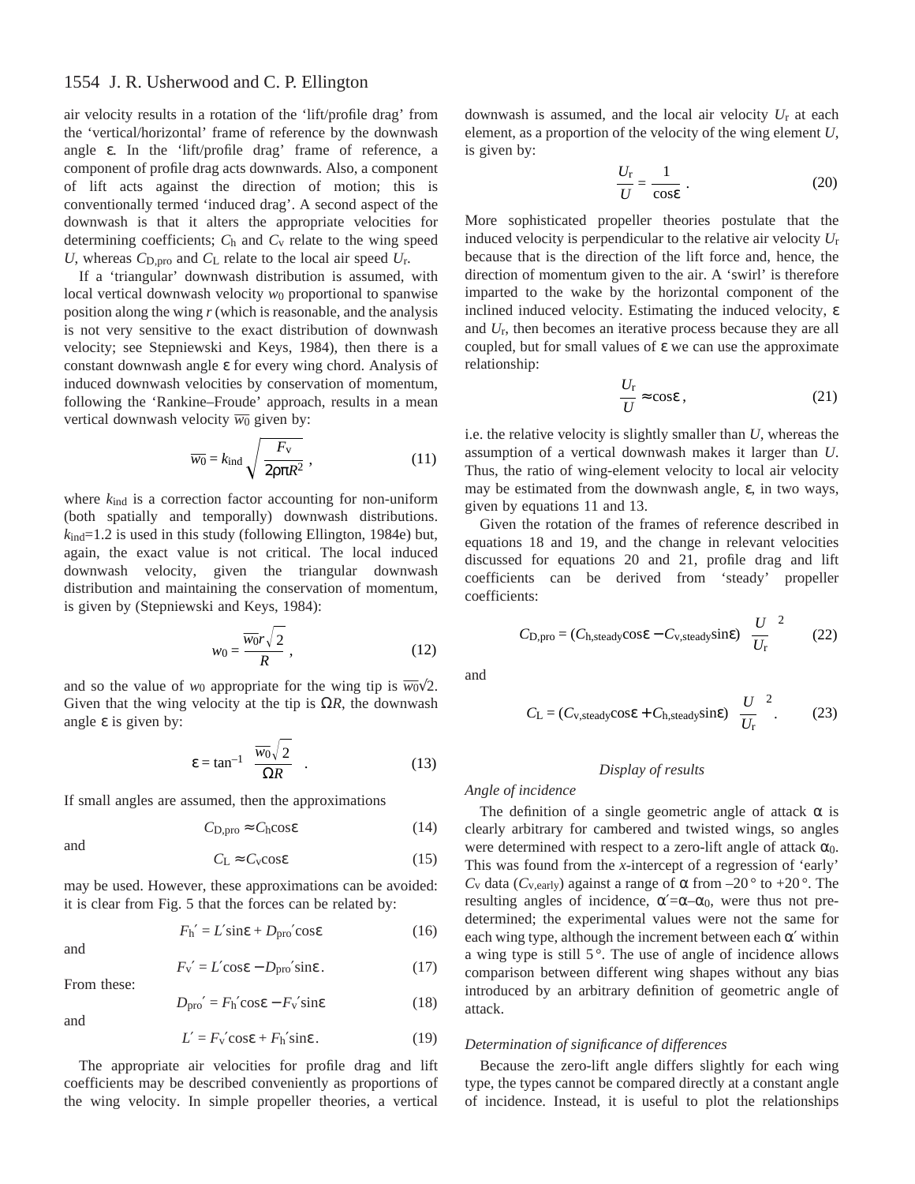air velocity results in a rotation of the 'lift/profile drag' from the 'vertical/horizontal' frame of reference by the downwash angle $\varepsilon$. In the 'lift/profile drag' frame of reference, a component of profile drag acts downwards. Also, a component of lift acts against the direction of motion; this is conventionally termed 'induced drag'. A second aspect of the downwash is that it alters the appropriate velocities for determining coefficients; $C_h$ and $C_v$ relate to the wing speed $U$, whereas $C_{D,pro}$ and $C_L$ relate to the local air speed $U_r$.

If a 'triangular' downwash distribution is assumed, with local vertical downwash velocity $w_0$ proportional to spanwise position along the wing $r$ (which is reasonable, and the analysis is not very sensitive to the exact distribution of downwash velocity; see Stepniewski and Keys, 1984), then there is a constant downwash angle $\varepsilon$ for every wing chord. Analysis of induced downwash velocities by conservation of momentum, following the 'Rankine–Froude' approach, results in a mean vertical downwash velocity $\overline{w_0}$ given by:

$$\overline{w_0} = k_{\text{ind}} \sqrt{\frac{F_v}{2\rho\pi R^2}}\,, \tag{11}$$

where $k_{\text{ind}}$ is a correction factor accounting for non-uniform (both spatially and temporally) downwash distributions. $k_{\text{ind}}$=1.2 is used in this study (following Ellington, 1984e) but, again, the exact value is not critical. The local induced downwash velocity, given the triangular downwash distribution and maintaining the conservation of momentum, is given by (Stepniewski and Keys, 1984):

$$w_0 = \frac{\overline{w_0}r\sqrt{2}}{R}\,, \tag{12}$$

and so the value of $w_0$ appropriate for the wing tip is $\overline{w_0}\sqrt{2}$. Given that the wing velocity at the tip is $\Omega R$, the downwash angle $\varepsilon$ is given by:

$$\varepsilon = \tan^{-1}\left(\frac{\overline{w_0}\sqrt{2}}{\Omega R}\right). \tag{13}$$

If small angles are assumed, then the approximations

$$C_{D,pro} \approx C_h \cos\varepsilon \tag{14}$$

and

$$C_L \approx C_v \cos\varepsilon \tag{15}$$

may be used. However, these approximations can be avoided: it is clear from Fig. 5 that the forces can be related by:

$$F_h' = L'\sin\varepsilon + D_{pro}'\cos\varepsilon \tag{16}$$

and

$$F_v' = L'\cos\varepsilon - D_{pro}'\sin\varepsilon\,. \tag{17}$$

From these:

$$D_{pro}' = F_h'\cos\varepsilon - F_v'\sin\varepsilon \tag{18}$$

and

$$L' = F_v'\cos\varepsilon + F_h'\sin\varepsilon\,. \tag{19}$$

The appropriate air velocities for profile drag and lift coefficients may be described conveniently as proportions of the wing velocity. In simple propeller theories, a vertical downwash is assumed, and the local air velocity $U_r$ at each element, as a proportion of the velocity of the wing element $U$, is given by:

$$\frac{U_r}{U} = \frac{1}{\cos\varepsilon}\,. \tag{20}$$

More sophisticated propeller theories postulate that the induced velocity is perpendicular to the relative air velocity $U_r$ because that is the direction of the lift force and, hence, the direction of momentum given to the air. A 'swirl' is therefore imparted to the wake by the horizontal component of the inclined induced velocity. Estimating the induced velocity, $\varepsilon$ and $U_r$, then becomes an iterative process because they are all coupled, but for small values of $\varepsilon$ we can use the approximate relationship:

$$\frac{U_r}{U} \approx \cos\varepsilon\,, \tag{21}$$

i.e. the relative velocity is slightly smaller than $U$, whereas the assumption of a vertical downwash makes it larger than $U$. Thus, the ratio of wing-element velocity to local air velocity may be estimated from the downwash angle, $\varepsilon$, in two ways, given by equations 11 and 13.

Given the rotation of the frames of reference described in equations 18 and 19, and the change in relevant velocities discussed for equations 20 and 21, profile drag and lift coefficients can be derived from 'steady' propeller coefficients:

$$C_{D,pro} = (C_{h,steady}\cos\varepsilon - C_{v,steady}\sin\varepsilon)\left(\frac{U}{U_r}\right)^2 \tag{22}$$

and

$$C_L = (C_{v,steady}\cos\varepsilon + C_{h,steady}\sin\varepsilon)\left(\frac{U}{U_r}\right)^2. \tag{23}$$

### *Display of results*

#### *Angle of incidence*

The definition of a single geometric angle of attack $\alpha$ is clearly arbitrary for cambered and twisted wings, so angles were determined with respect to a zero-lift angle of attack $\alpha_0$. This was found from the *x*-intercept of a regression of 'early' $C_v$ data ($C_{v,early}$) against a range of $\alpha$ from –20° to +20°. The resulting angles of incidence, $\alpha'=\alpha-\alpha_0$, were thus not pre-determined; the experimental values were not the same for each wing type, although the increment between each $\alpha'$ within a wing type is still 5°. The use of angle of incidence allows comparison between different wing shapes without any bias introduced by an arbitrary definition of geometric angle of attack.

#### *Determination of significance of differences*

Because the zero-lift angle differs slightly for each wing type, the types cannot be compared directly at a constant angle of incidence. Instead, it is useful to plot the relationships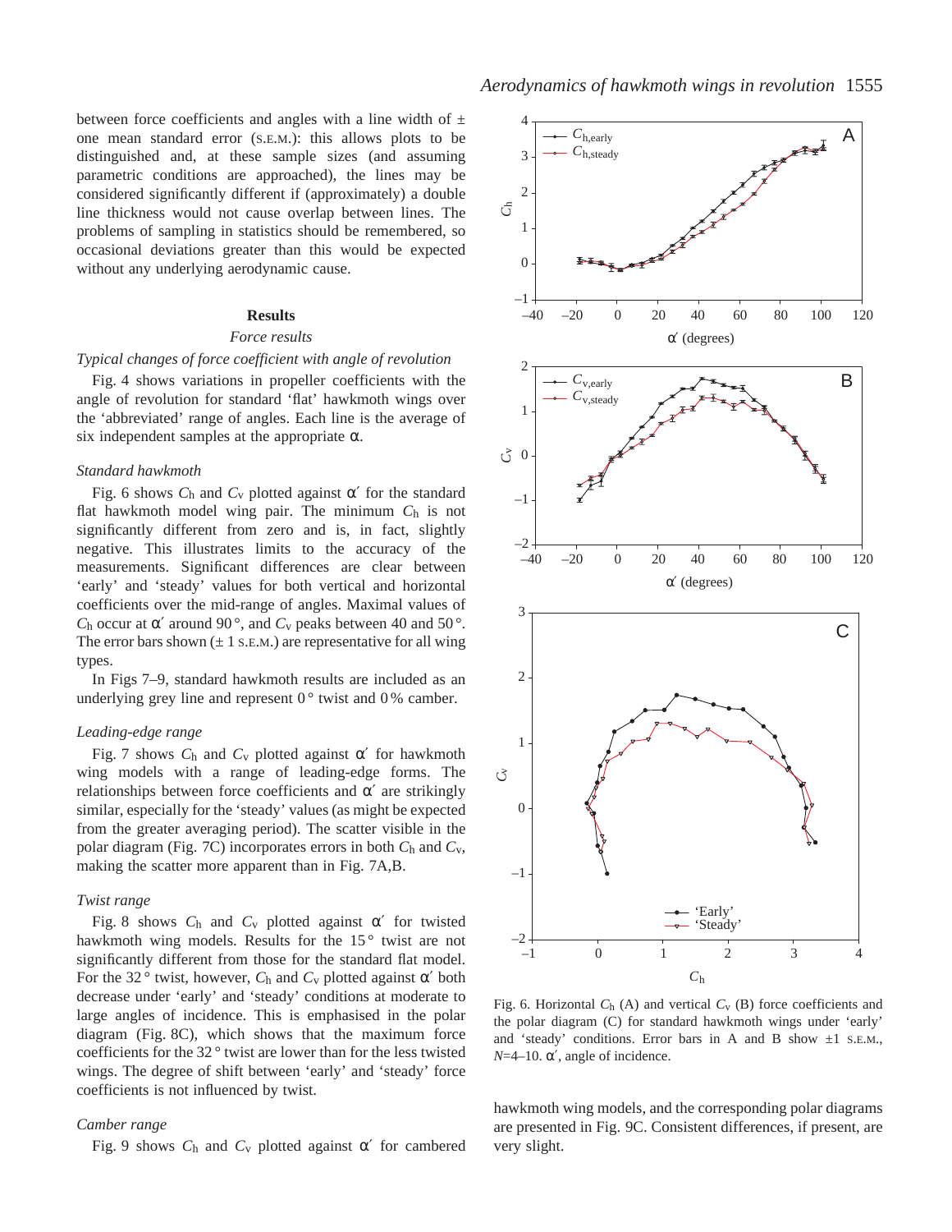between force coefficients and angles with a line width of ± one mean standard error (S.E.M.): this allows plots to be distinguished and, at these sample sizes (and assuming parametric conditions are approached), the lines may be considered significantly different if (approximately) a double line thickness would not cause overlap between lines. The problems of sampling in statistics should be remembered, so occasional deviations greater than this would be expected without any underlying aerodynamic cause.

## Results

### *Force results*

#### *Typical changes of force coefficient with angle of revolution*

Fig. 4 shows variations in propeller coefficients with the angle of revolution for standard 'flat' hawkmoth wings over the 'abbreviated' range of angles. Each line is the average of six independent samples at the appropriate α.

#### *Standard hawkmoth*

Fig. 6 shows $C_h$ and $C_v$ plotted against α′ for the standard flat hawkmoth model wing pair. The minimum $C_h$ is not significantly different from zero and is, in fact, slightly negative. This illustrates limits to the accuracy of the measurements. Significant differences are clear between 'early' and 'steady' values for both vertical and horizontal coefficients over the mid-range of angles. Maximal values of $C_h$ occur at α′ around 90°, and $C_v$ peaks between 40 and 50°. The error bars shown (±1 S.E.M.) are representative for all wing types.

In Figs 7–9, standard hawkmoth results are included as an underlying grey line and represent 0° twist and 0% camber.

#### *Leading-edge range*

Fig. 7 shows $C_h$ and $C_v$ plotted against α′ for hawkmoth wing models with a range of leading-edge forms. The relationships between force coefficients and α′ are strikingly similar, especially for the 'steady' values (as might be expected from the greater averaging period). The scatter visible in the polar diagram (Fig. 7C) incorporates errors in both $C_h$ and $C_v$, making the scatter more apparent than in Fig. 7A,B.

#### *Twist range*

Fig. 8 shows $C_h$ and $C_v$ plotted against α′ for twisted hawkmoth wing models. Results for the 15° twist are not significantly different from those for the standard flat model. For the 32° twist, however, $C_h$ and $C_v$ plotted against α′ both decrease under 'early' and 'steady' conditions at moderate to large angles of incidence. This is emphasised in the polar diagram (Fig. 8C), which shows that the maximum force coefficients for the 32° twist are lower than for the less twisted wings. The degree of shift between 'early' and 'steady' force coefficients is not influenced by twist.

#### *Camber range*

Fig. 9 shows $C_h$ and $C_v$ plotted against α′ for cambered hawkmoth wing models, and the corresponding polar diagrams are presented in Fig. 9C. Consistent differences, if present, are very slight.

Fig. 6. Horizontal $C_h$ (A) and vertical $C_v$ (B) force coefficients and the polar diagram (C) for standard hawkmoth wings under 'early' and 'steady' conditions. Error bars in A and B show ±1 S.E.M., $N$=4–10. α′, angle of incidence.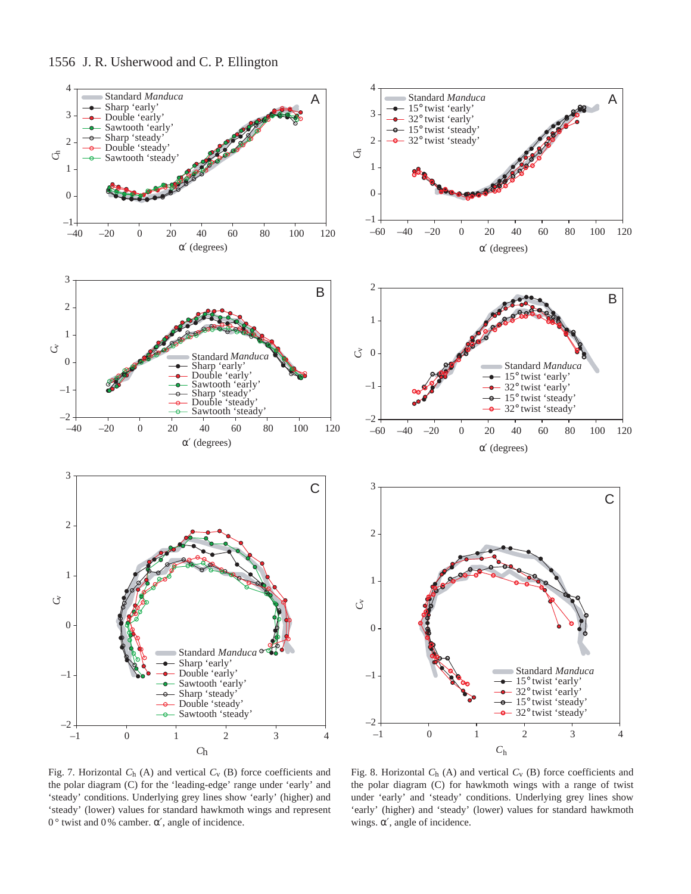Fig. 7. Horizontal $C_h$ (A) and vertical $C_v$ (B) force coefficients and the polar diagram (C) for the 'leading-edge' range under 'early' and 'steady' conditions. Underlying grey lines show 'early' (higher) and 'steady' (lower) values for standard hawkmoth wings and represent 0° twist and 0% camber. $\alpha'$, angle of incidence.

Fig. 8. Horizontal $C_h$ (A) and vertical $C_v$ (B) force coefficients and the polar diagram (C) for hawkmoth wings with a range of twist under 'early' and 'steady' conditions. Underlying grey lines show 'early' (higher) and 'steady' (lower) values for standard hawkmoth wings. $\alpha'$, angle of incidence.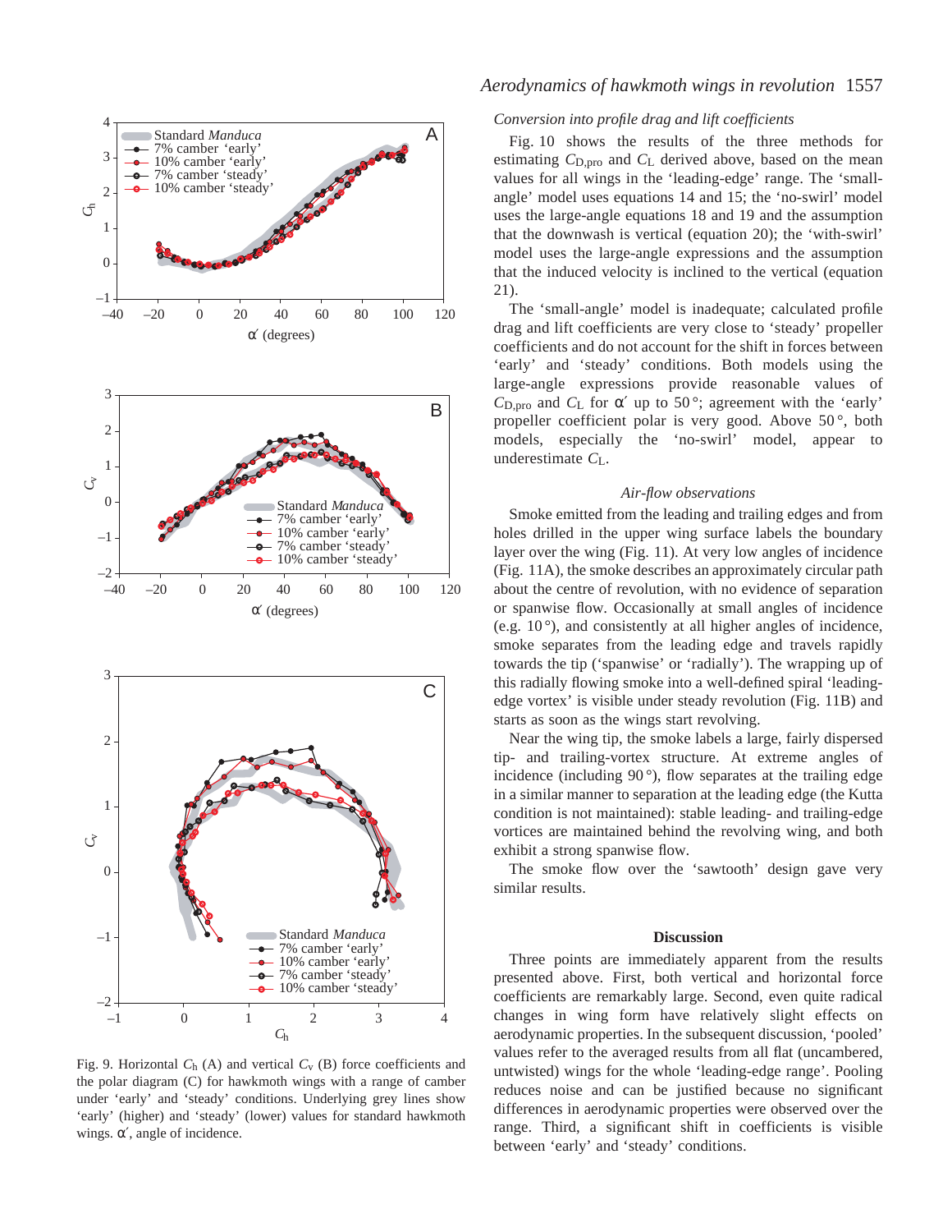Fig. 9. Horizontal $C_h$ (A) and vertical $C_v$ (B) force coefficients and the polar diagram (C) for hawkmoth wings with a range of camber under 'early' and 'steady' conditions. Underlying grey lines show 'early' (higher) and 'steady' (lower) values for standard hawkmoth wings. α′, angle of incidence.

### *Conversion into profile drag and lift coefficients*

Fig. 10 shows the results of the three methods for estimating $C_{D,pro}$ and $C_L$ derived above, based on the mean values for all wings in the 'leading-edge' range. The 'small-angle' model uses equations 14 and 15; the 'no-swirl' model uses the large-angle equations 18 and 19 and the assumption that the downwash is vertical (equation 20); the 'with-swirl' model uses the large-angle expressions and the assumption that the induced velocity is inclined to the vertical (equation 21).

The 'small-angle' model is inadequate; calculated profile drag and lift coefficients are very close to 'steady' propeller coefficients and do not account for the shift in forces between 'early' and 'steady' conditions. Both models using the large-angle expressions provide reasonable values of $C_{D,pro}$ and $C_L$ for α′ up to 50°; agreement with the 'early' propeller coefficient polar is very good. Above 50°, both models, especially the 'no-swirl' model, appear to underestimate $C_L$.

### *Air-flow observations*

Smoke emitted from the leading and trailing edges and from holes drilled in the upper wing surface labels the boundary layer over the wing (Fig. 11). At very low angles of incidence (Fig. 11A), the smoke describes an approximately circular path about the centre of revolution, with no evidence of separation or spanwise flow. Occasionally at small angles of incidence (e.g. 10°), and consistently at all higher angles of incidence, smoke separates from the leading edge and travels rapidly towards the tip ('spanwise' or 'radially'). The wrapping up of this radially flowing smoke into a well-defined spiral 'leading-edge vortex' is visible under steady revolution (Fig. 11B) and starts as soon as the wings start revolving.

Near the wing tip, the smoke labels a large, fairly dispersed tip- and trailing-vortex structure. At extreme angles of incidence (including 90°), flow separates at the trailing edge in a similar manner to separation at the leading edge (the Kutta condition is not maintained): stable leading- and trailing-edge vortices are maintained behind the revolving wing, and both exhibit a strong spanwise flow.

The smoke flow over the 'sawtooth' design gave very similar results.

## Discussion

Three points are immediately apparent from the results presented above. First, both vertical and horizontal force coefficients are remarkably large. Second, even quite radical changes in wing form have relatively slight effects on aerodynamic properties. In the subsequent discussion, 'pooled' values refer to the averaged results from all flat (uncambered, untwisted) wings for the whole 'leading-edge range'. Pooling reduces noise and can be justified because no significant differences in aerodynamic properties were observed over the range. Third, a significant shift in coefficients is visible between 'early' and 'steady' conditions.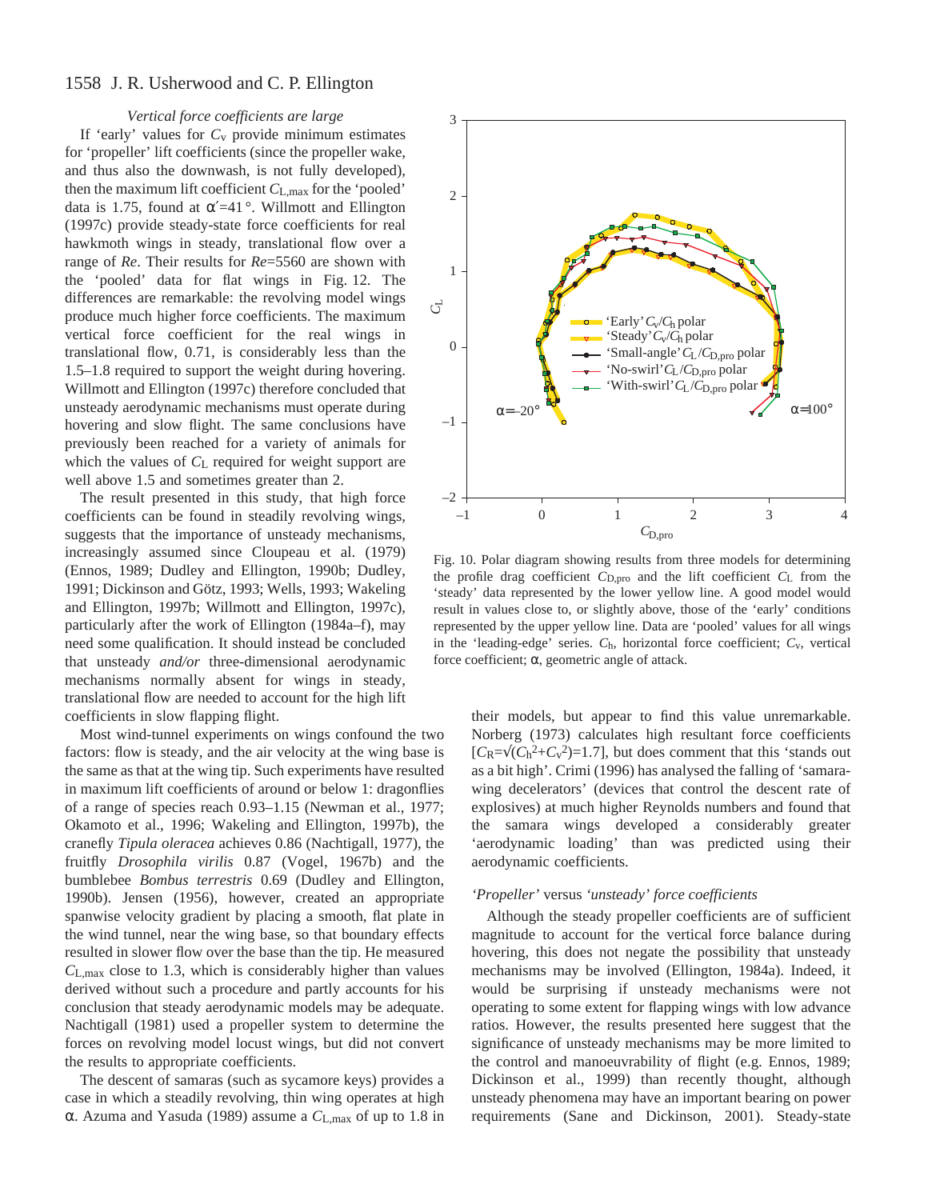### *Vertical force coefficients are large*

If 'early' values for $C_v$ provide minimum estimates for 'propeller' lift coefficients (since the propeller wake, and thus also the downwash, is not fully developed), then the maximum lift coefficient $C_{L,max}$ for the 'pooled' data is 1.75, found at $\alpha'=41°$. Willmott and Ellington (1997c) provide steady-state force coefficients for real hawkmoth wings in steady, translational flow over a range of *Re*. Their results for *Re*=5560 are shown with the 'pooled' data for flat wings in Fig. 12. The differences are remarkable: the revolving model wings produce much higher force coefficients. The maximum vertical force coefficient for the real wings in translational flow, 0.71, is considerably less than the 1.5–1.8 required to support the weight during hovering. Willmott and Ellington (1997c) therefore concluded that unsteady aerodynamic mechanisms must operate during hovering and slow flight. The same conclusions have previously been reached for a variety of animals for which the values of $C_L$ required for weight support are well above 1.5 and sometimes greater than 2.

The result presented in this study, that high force coefficients can be found in steadily revolving wings, suggests that the importance of unsteady mechanisms, increasingly assumed since Cloupeau et al. (1979) (Ennos, 1989; Dudley and Ellington, 1990b; Dudley, 1991; Dickinson and Götz, 1993; Wells, 1993; Wakeling and Ellington, 1997b; Willmott and Ellington, 1997c), particularly after the work of Ellington (1984a–f), may need some qualification. It should instead be concluded that unsteady *and/or* three-dimensional aerodynamic mechanisms normally absent for wings in steady, translational flow are needed to account for the high lift coefficients in slow flapping flight.

Most wind-tunnel experiments on wings confound the two factors: flow is steady, and the air velocity at the wing base is the same as that at the wing tip. Such experiments have resulted in maximum lift coefficients of around or below 1: dragonflies of a range of species reach 0.93–1.15 (Newman et al., 1977; Okamoto et al., 1996; Wakeling and Ellington, 1997b), the cranefly *Tipula oleracea* achieves 0.86 (Nachtigall, 1977), the fruitfly *Drosophila virilis* 0.87 (Vogel, 1967b) and the bumblebee *Bombus terrestris* 0.69 (Dudley and Ellington, 1990b). Jensen (1956), however, created an appropriate spanwise velocity gradient by placing a smooth, flat plate in the wind tunnel, near the wing base, so that boundary effects resulted in slower flow over the base than the tip. He measured $C_{L,max}$ close to 1.3, which is considerably higher than values derived without such a procedure and partly accounts for his conclusion that steady aerodynamic models may be adequate. Nachtigall (1981) used a propeller system to determine the forces on revolving model locust wings, but did not convert the results to appropriate coefficients.

The descent of samaras (such as sycamore keys) provides a case in which a steadily revolving, thin wing operates at high $\alpha$. Azuma and Yasuda (1989) assume a $C_{L,max}$ of up to 1.8 in their models, but appear to find this value unremarkable. Norberg (1973) calculates high resultant force coefficients [$C_R=\sqrt{(C_h^2+C_v^2)}=1.7$], but does comment that this 'stands out as a bit high'. Crimi (1996) has analysed the falling of 'samara-wing decelerators' (devices that control the descent rate of explosives) at much higher Reynolds numbers and found that the samara wings developed a considerably greater 'aerodynamic loading' than was predicted using their aerodynamic coefficients.

Fig. 10. Polar diagram showing results from three models for determining the profile drag coefficient $C_{D,pro}$ and the lift coefficient $C_L$ from the 'steady' data represented by the lower yellow line. A good model would result in values close to, or slightly above, those of the 'early' conditions represented by the upper yellow line. Data are 'pooled' values for all wings in the 'leading-edge' series. $C_h$, horizontal force coefficient; $C_v$, vertical force coefficient; $\alpha$, geometric angle of attack.

### *'Propeller' versus 'unsteady' force coefficients*

Although the steady propeller coefficients are of sufficient magnitude to account for the vertical force balance during hovering, this does not negate the possibility that unsteady mechanisms may be involved (Ellington, 1984a). Indeed, it would be surprising if unsteady mechanisms were not operating to some extent for flapping wings with low advance ratios. However, the results presented here suggest that the significance of unsteady mechanisms may be more limited to the control and manoeuvrability of flight (e.g. Ennos, 1989; Dickinson et al., 1999) than recently thought, although unsteady phenomena may have an important bearing on power requirements (Sane and Dickinson, 2001). Steady-state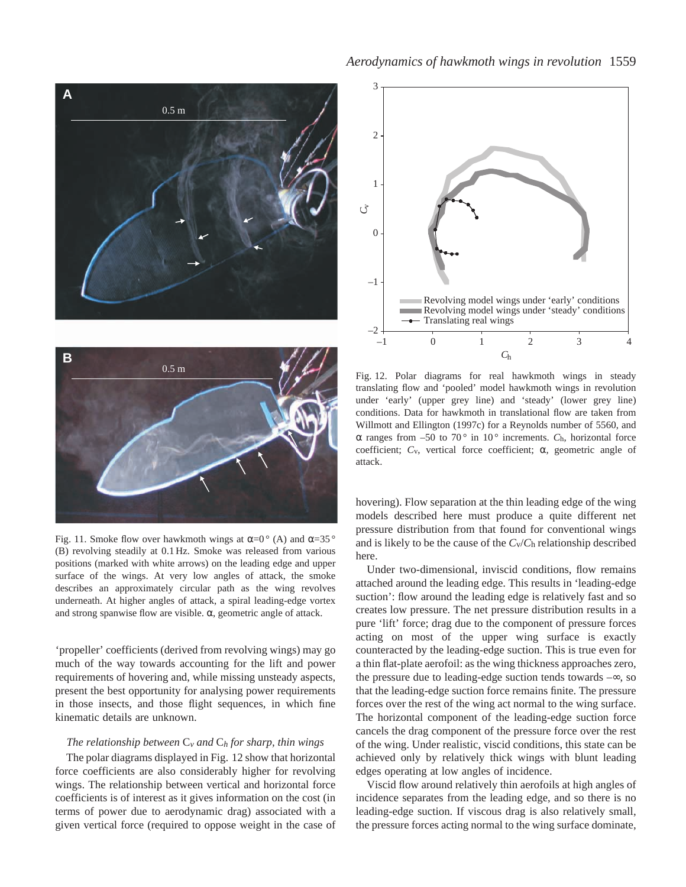Fig. 11. Smoke flow over hawkmoth wings at α=0° (A) and α=35° (B) revolving steadily at 0.1 Hz. Smoke was released from various positions (marked with white arrows) on the leading edge and upper surface of the wings. At very low angles of attack, the smoke describes an approximately circular path as the wing revolves underneath. At higher angles of attack, a spiral leading-edge vortex and strong spanwise flow are visible. α, geometric angle of attack.

Fig. 12. Polar diagrams for real hawkmoth wings in steady translating flow and 'pooled' model hawkmoth wings in revolution under 'early' (upper grey line) and 'steady' (lower grey line) conditions. Data for hawkmoth in translational flow are taken from Willmott and Ellington (1997c) for a Reynolds number of 5560, and α ranges from –50 to 70° in 10° increments. $C_h$, horizontal force coefficient; $C_v$, vertical force coefficient; α, geometric angle of attack.

'propeller' coefficients (derived from revolving wings) may go much of the way towards accounting for the lift and power requirements of hovering and, while missing unsteady aspects, present the best opportunity for analysing power requirements in those insects, and those flight sequences, in which fine kinematic details are unknown.

### *The relationship between* $C_v$ *and* $C_h$ *for sharp, thin wings*

The polar diagrams displayed in Fig. 12 show that horizontal force coefficients are also considerably higher for revolving wings. The relationship between vertical and horizontal force coefficients is of interest as it gives information on the cost (in terms of power due to aerodynamic drag) associated with a given vertical force (required to oppose weight in the case of hovering). Flow separation at the thin leading edge of the wing models described here must produce a quite different net pressure distribution from that found for conventional wings and is likely to be the cause of the $C_v/C_h$ relationship described here.

Under two-dimensional, inviscid conditions, flow remains attached around the leading edge. This results in 'leading-edge suction': flow around the leading edge is relatively fast and so creates low pressure. The net pressure distribution results in a pure 'lift' force; drag due to the component of pressure forces acting on most of the upper wing surface is exactly counteracted by the leading-edge suction. This is true even for a thin flat-plate aerofoil: as the wing thickness approaches zero, the pressure due to leading-edge suction tends towards $-\infty$, so that the leading-edge suction force remains finite. The pressure forces over the rest of the wing act normal to the wing surface. The horizontal component of the leading-edge suction force cancels the drag component of the pressure force over the rest of the wing. Under realistic, viscid conditions, this state can be achieved only by relatively thick wings with blunt leading edges operating at low angles of incidence.

Viscid flow around relatively thin aerofoils at high angles of incidence separates from the leading edge, and so there is no leading-edge suction. If viscous drag is also relatively small, the pressure forces acting normal to the wing surface dominate,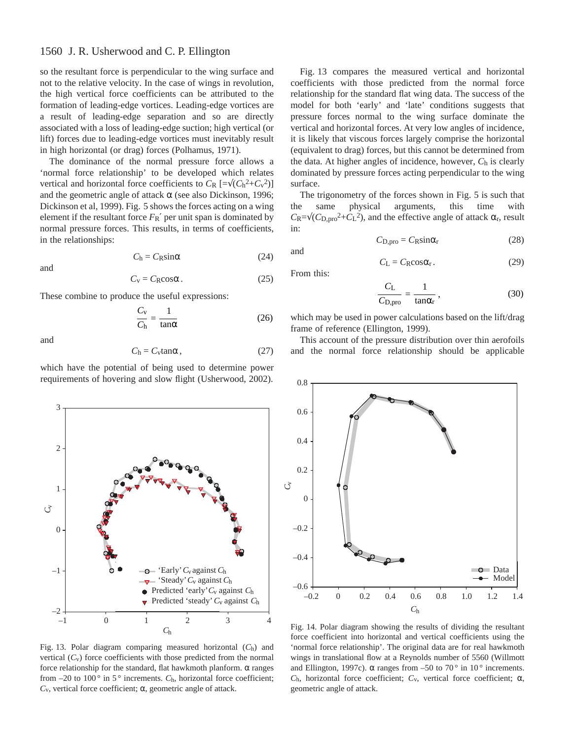so the resultant force is perpendicular to the wing surface and not to the relative velocity. In the case of wings in revolution, the high vertical force coefficients can be attributed to the formation of leading-edge vortices. Leading-edge vortices are a result of leading-edge separation and so are directly associated with a loss of leading-edge suction; high vertical (or lift) forces due to leading-edge vortices must inevitably result in high horizontal (or drag) forces (Polhamus, 1971).

The dominance of the normal pressure force allows a 'normal force relationship' to be developed which relates vertical and horizontal force coefficients to $C_R$ [$=\sqrt{(C_h^2+C_v^2)}$] and the geometric angle of attack α (see also Dickinson, 1996; Dickinson et al, 1999). Fig. 5 shows the forces acting on a wing element if the resultant force $F_R'$ per unit span is dominated by normal pressure forces. This results, in terms of coefficients, in the relationships:

$$C_h = C_R \sin\alpha \tag{24}$$

and

$$C_v = C_R \cos\alpha\,. \tag{25}$$

These combine to produce the useful expressions:

$$\frac{C_v}{C_h} = \frac{1}{\tan\alpha} \tag{26}$$

and

$$C_h = C_v \tan\alpha\,, \tag{27}$$

which have the potential of being used to determine power requirements of hovering and slow flight (Usherwood, 2002).

Fig. 13. Polar diagram comparing measured horizontal ($C_h$) and vertical ($C_v$) force coefficients with those predicted from the normal force relationship for the standard, flat hawkmoth planform. α ranges from –20 to 100° in 5° increments. $C_h$, horizontal force coefficient; $C_v$, vertical force coefficient; α, geometric angle of attack.

Fig. 13 compares the measured vertical and horizontal coefficients with those predicted from the normal force relationship for the standard flat wing data. The success of the model for both 'early' and 'late' conditions suggests that pressure forces normal to the wing surface dominate the vertical and horizontal forces. At very low angles of incidence, it is likely that viscous forces largely comprise the horizontal (equivalent to drag) forces, but this cannot be determined from the data. At higher angles of incidence, however, $C_h$ is clearly dominated by pressure forces acting perpendicular to the wing surface.

The trigonometry of the forces shown in Fig. 5 is such that the same physical arguments, this time with $C_R=\sqrt{(C_{D,pro}^2+C_L^2)}$, and the effective angle of attack $\alpha_r$, result in:

$$C_{D,pro} = C_R \sin\alpha_r \tag{28}$$

and

$$C_L = C_R \cos\alpha_r\,. \tag{29}$$

From this:

$$\frac{C_L}{C_{D,pro}} = \frac{1}{\tan\alpha_r}\,, \tag{30}$$

which may be used in power calculations based on the lift/drag frame of reference (Ellington, 1999).

This account of the pressure distribution over thin aerofoils and the normal force relationship should be applicable

Fig. 14. Polar diagram showing the results of dividing the resultant force coefficient into horizontal and vertical coefficients using the 'normal force relationship'. The original data are for real hawkmoth wings in translational flow at a Reynolds number of 5560 (Willmott and Ellington, 1997c). α ranges from –50 to 70° in 10° increments. $C_h$, horizontal force coefficient; $C_v$, vertical force coefficient; α, geometric angle of attack.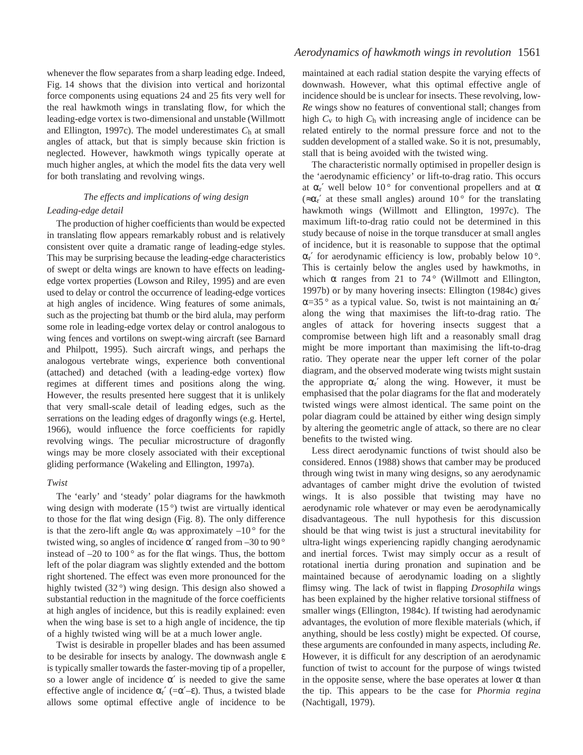whenever the flow separates from a sharp leading edge. Indeed, Fig. 14 shows that the division into vertical and horizontal force components using equations 24 and 25 fits very well for the real hawkmoth wings in translating flow, for which the leading-edge vortex is two-dimensional and unstable (Willmott and Ellington, 1997c). The model underestimates $C_h$ at small angles of attack, but that is simply because skin friction is neglected. However, hawkmoth wings typically operate at much higher angles, at which the model fits the data very well for both translating and revolving wings.

### *The effects and implications of wing design*

#### *Leading-edge detail*

The production of higher coefficients than would be expected in translating flow appears remarkably robust and is relatively consistent over quite a dramatic range of leading-edge styles. This may be surprising because the leading-edge characteristics of swept or delta wings are known to have effects on leading-edge vortex properties (Lowson and Riley, 1995) and are even used to delay or control the occurrence of leading-edge vortices at high angles of incidence. Wing features of some animals, such as the projecting bat thumb or the bird alula, may perform some role in leading-edge vortex delay or control analogous to wing fences and vortilons on swept-wing aircraft (see Barnard and Philpott, 1995). Such aircraft wings, and perhaps the analogous vertebrate wings, experience both conventional (attached) and detached (with a leading-edge vortex) flow regimes at different times and positions along the wing. However, the results presented here suggest that it is unlikely that very small-scale detail of leading edges, such as the serrations on the leading edges of dragonfly wings (e.g. Hertel, 1966), would influence the force coefficients for rapidly revolving wings. The peculiar microstructure of dragonfly wings may be more closely associated with their exceptional gliding performance (Wakeling and Ellington, 1997a).

#### *Twist*

The 'early' and 'steady' polar diagrams for the hawkmoth wing design with moderate (15°) twist are virtually identical to those for the flat wing design (Fig. 8). The only difference is that the zero-lift angle $\alpha_0$ was approximately –10° for the twisted wing, so angles of incidence $\alpha'$ ranged from –30 to 90° instead of –20 to 100° as for the flat wings. Thus, the bottom left of the polar diagram was slightly extended and the bottom right shortened. The effect was even more pronounced for the highly twisted (32°) wing design. This design also showed a substantial reduction in the magnitude of the force coefficients at high angles of incidence, but this is readily explained: even when the wing base is set to a high angle of incidence, the tip of a highly twisted wing will be at a much lower angle.

Twist is desirable in propeller blades and has been assumed to be desirable for insects by analogy. The downwash angle $\varepsilon$ is typically smaller towards the faster-moving tip of a propeller, so a lower angle of incidence $\alpha'$ is needed to give the same effective angle of incidence $\alpha_r'$ ($=\alpha'-\varepsilon$). Thus, a twisted blade allows some optimal effective angle of incidence to be maintained at each radial station despite the varying effects of downwash. However, what this optimal effective angle of incidence should be is unclear for insects. These revolving, low-*Re* wings show no features of conventional stall; changes from high $C_v$ to high $C_h$ with increasing angle of incidence can be related entirely to the normal pressure force and not to the sudden development of a stalled wake. So it is not, presumably, stall that is being avoided with the twisted wing.

The characteristic normally optimised in propeller design is the 'aerodynamic efficiency' or lift-to-drag ratio. This occurs at $\alpha_r'$ well below 10° for conventional propellers and at $\alpha$ ($\approx\alpha_r'$ at these small angles) around 10° for the translating hawkmoth wings (Willmott and Ellington, 1997c). The maximum lift-to-drag ratio could not be determined in this study because of noise in the torque transducer at small angles of incidence, but it is reasonable to suppose that the optimal $\alpha_r'$ for aerodynamic efficiency is low, probably below 10°. This is certainly below the angles used by hawkmoths, in which $\alpha$ ranges from 21 to 74° (Willmott and Ellington, 1997b) or by many hovering insects: Ellington (1984c) gives $\alpha$=35° as a typical value. So, twist is not maintaining an $\alpha_r'$ along the wing that maximises the lift-to-drag ratio. The angles of attack for hovering insects suggest that a compromise between high lift and a reasonably small drag might be more important than maximising the lift-to-drag ratio. They operate near the upper left corner of the polar diagram, and the observed moderate wing twists might sustain the appropriate $\alpha_r'$ along the wing. However, it must be emphasised that the polar diagrams for the flat and moderately twisted wings were almost identical. The same point on the polar diagram could be attained by either wing design simply by altering the geometric angle of attack, so there are no clear benefits to the twisted wing.

Less direct aerodynamic functions of twist should also be considered. Ennos (1988) shows that camber may be produced through wing twist in many wing designs, so any aerodynamic advantages of camber might drive the evolution of twisted wings. It is also possible that twisting may have no aerodynamic role whatever or may even be aerodynamically disadvantageous. The null hypothesis for this discussion should be that wing twist is just a structural inevitability for ultra-light wings experiencing rapidly changing aerodynamic and inertial forces. Twist may simply occur as a result of rotational inertia during pronation and supination and be maintained because of aerodynamic loading on a slightly flimsy wing. The lack of twist in flapping *Drosophila* wings has been explained by the higher relative torsional stiffness of smaller wings (Ellington, 1984c). If twisting had aerodynamic advantages, the evolution of more flexible materials (which, if anything, should be less costly) might be expected. Of course, these arguments are confounded in many aspects, including *Re*. However, it is difficult for any description of an aerodynamic function of twist to account for the purpose of wings twisted in the opposite sense, where the base operates at lower $\alpha$ than the tip. This appears to be the case for *Phormia regina* (Nachtigall, 1979).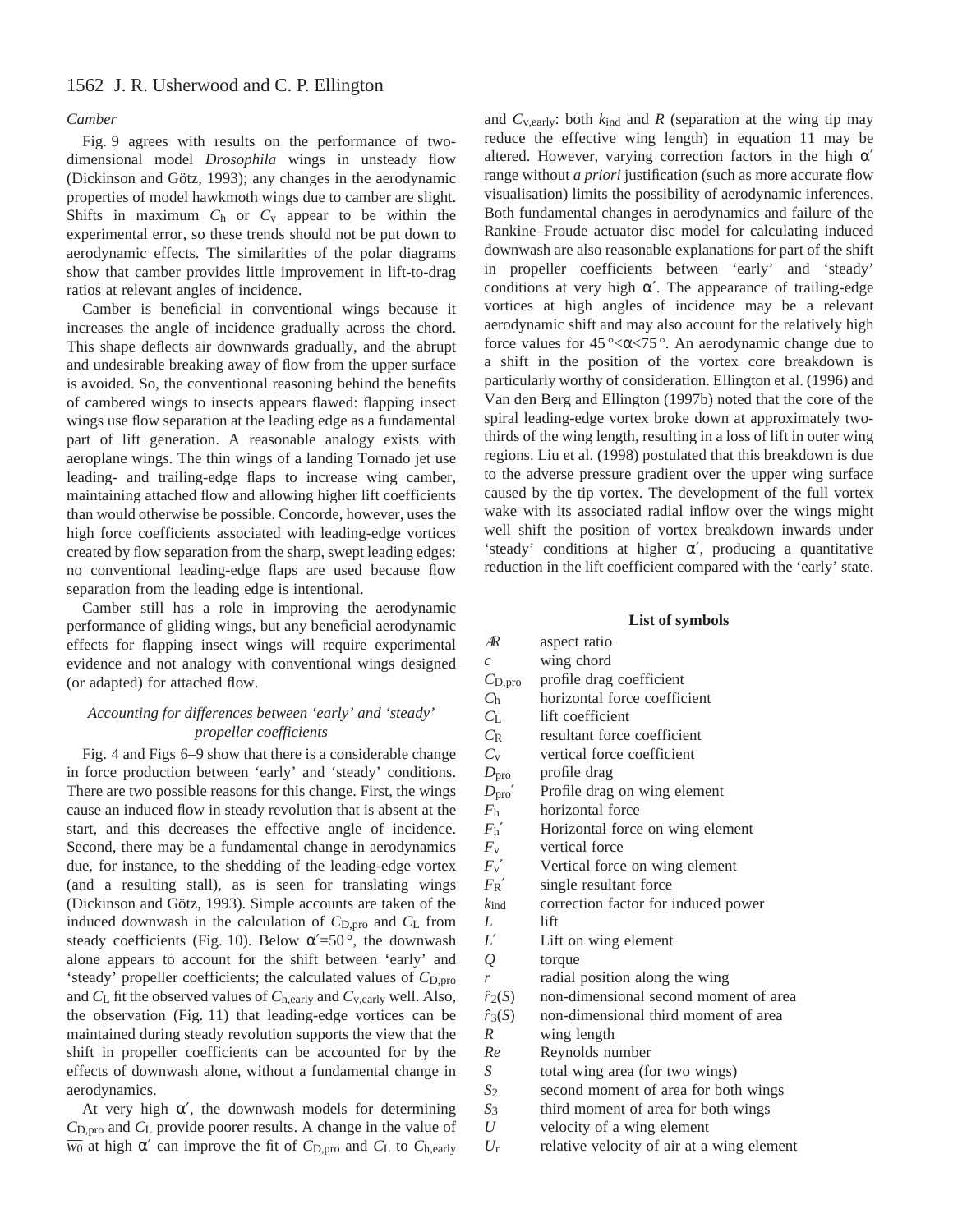### *Camber*

Fig. 9 agrees with results on the performance of two-dimensional model *Drosophila* wings in unsteady flow (Dickinson and Götz, 1993); any changes in the aerodynamic properties of model hawkmoth wings due to camber are slight. Shifts in maximum $C_h$ or $C_v$ appear to be within the experimental error, so these trends should not be put down to aerodynamic effects. The similarities of the polar diagrams show that camber provides little improvement in lift-to-drag ratios at relevant angles of incidence.

Camber is beneficial in conventional wings because it increases the angle of incidence gradually across the chord. This shape deflects air downwards gradually, and the abrupt and undesirable breaking away of flow from the upper surface is avoided. So, the conventional reasoning behind the benefits of cambered wings to insects appears flawed: flapping insect wings use flow separation at the leading edge as a fundamental part of lift generation. A reasonable analogy exists with aeroplane wings. The thin wings of a landing Tornado jet use leading- and trailing-edge flaps to increase wing camber, maintaining attached flow and allowing higher lift coefficients than would otherwise be possible. Concorde, however, uses the high force coefficients associated with leading-edge vortices created by flow separation from the sharp, swept leading edges: no conventional leading-edge flaps are used because flow separation from the leading edge is intentional.

Camber still has a role in improving the aerodynamic performance of gliding wings, but any beneficial aerodynamic effects for flapping insect wings will require experimental evidence and not analogy with conventional wings designed (or adapted) for attached flow.

### *Accounting for differences between 'early' and 'steady' propeller coefficients*

Fig. 4 and Figs 6–9 show that there is a considerable change in force production between 'early' and 'steady' conditions. There are two possible reasons for this change. First, the wings cause an induced flow in steady revolution that is absent at the start, and this decreases the effective angle of incidence. Second, there may be a fundamental change in aerodynamics due, for instance, to the shedding of the leading-edge vortex (and a resulting stall), as is seen for translating wings (Dickinson and Götz, 1993). Simple accounts are taken of the induced downwash in the calculation of $C_{D,pro}$ and $C_L$ from steady coefficients (Fig. 10). Below $\alpha'=50°$, the downwash alone appears to account for the shift between 'early' and 'steady' propeller coefficients; the calculated values of $C_{D,pro}$ and $C_L$ fit the observed values of $C_{h,early}$ and $C_{v,early}$ well. Also, the observation (Fig. 11) that leading-edge vortices can be maintained during steady revolution supports the view that the shift in propeller coefficients can be accounted for by the effects of downwash alone, without a fundamental change in aerodynamics.

At very high $\alpha'$, the downwash models for determining $C_{D,pro}$ and $C_L$ provide poorer results. A change in the value of $\overline{w_0}$ at high $\alpha'$ can improve the fit of $C_{D,pro}$ and $C_L$ to $C_{h,early}$ and $C_{v,early}$: both $k_{ind}$ and $R$ (separation at the wing tip may reduce the effective wing length) in equation 11 may be altered. However, varying correction factors in the high $\alpha'$ range without *a priori* justification (such as more accurate flow visualisation) limits the possibility of aerodynamic inferences. Both fundamental changes in aerodynamics and failure of the Rankine–Froude actuator disc model for calculating induced downwash are also reasonable explanations for part of the shift in propeller coefficients between 'early' and 'steady' conditions at very high $\alpha'$. The appearance of trailing-edge vortices at high angles of incidence may be a relevant aerodynamic shift and may also account for the relatively high force values for $45°<\alpha<75°$. An aerodynamic change due to a shift in the position of the vortex core breakdown is particularly worthy of consideration. Ellington et al. (1996) and Van den Berg and Ellington (1997b) noted that the core of the spiral leading-edge vortex broke down at approximately two-thirds of the wing length, resulting in a loss of lift in outer wing regions. Liu et al. (1998) postulated that this breakdown is due to the adverse pressure gradient over the upper wing surface caused by the tip vortex. The development of the full vortex wake with its associated radial inflow over the wings might well shift the position of vortex breakdown inwards under 'steady' conditions at higher $\alpha'$, producing a quantitative reduction in the lift coefficient compared with the 'early' state.

## List of symbols

| | |
|---|---|
| $\mathcal{R}$ | aspect ratio |
| $c$ | wing chord |
| $C_{D,pro}$ | profile drag coefficient |
| $C_h$ | horizontal force coefficient |
| $C_L$ | lift coefficient |
| $C_R$ | resultant force coefficient |
| $C_v$ | vertical force coefficient |
| $D_{pro}$ | profile drag |
| $D_{pro}'$ | Profile drag on wing element |
| $F_h$ | horizontal force |
| $F_h'$ | Horizontal force on wing element |
| $F_v$ | vertical force |
| $F_v'$ | Vertical force on wing element |
| $F_R'$ | single resultant force |
| $k_{ind}$ | correction factor for induced power |
| $L$ | lift |
| $L'$ | Lift on wing element |
| $Q$ | torque |
| $r$ | radial position along the wing |
| $\hat{r}_2(S)$ | non-dimensional second moment of area |
| $\hat{r}_3(S)$ | non-dimensional third moment of area |
| $R$ | wing length |
| $Re$ | Reynolds number |
| $S$ | total wing area (for two wings) |
| $S_2$ | second moment of area for both wings |
| $S_3$ | third moment of area for both wings |
| $U$ | velocity of a wing element |
| $U_r$ | relative velocity of air at a wing element |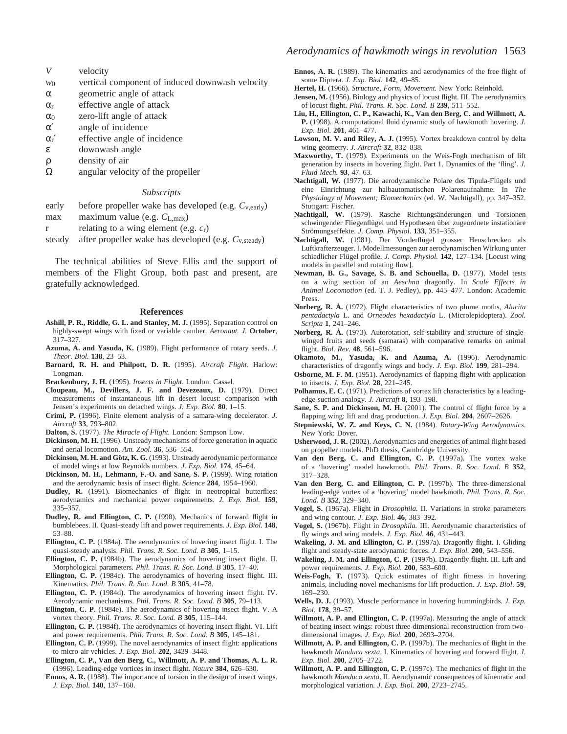| | |
|---|---|
| $V$ | velocity |
| $w_0$ | vertical component of induced downwash velocity |
| $\alpha$ | geometric angle of attack |
| $\alpha_r$ | effective angle of attack |
| $\alpha_0$ | zero-lift angle of attack |
| $\alpha'$ | angle of incidence |
| $\alpha_r'$ | effective angle of incidence |
| $\varepsilon$ | downwash angle |
| $\rho$ | density of air |
| $\Omega$ | angular velocity of the propeller |

*Subscripts*

| | |
|---|---|
| early | before propeller wake has developed (e.g. $C_{v,early}$) |
| max | maximum value (e.g. $C_{L,max}$) |
| r | relating to a wing element (e.g. $c_r$) |
| steady | after propeller wake has developed (e.g. $C_{v,steady}$) |

The technical abilities of Steve Ellis and the support of members of the Flight Group, both past and present, are gratefully acknowledged.

## References

**Ashill, P. R., Riddle, G. L. and Stanley, M. J.** (1995). Separation control on highly-swept wings with fixed or variable camber. *Aeronaut. J.* **October**, 317–327.

**Azuma, A. and Yasuda, K.** (1989). Flight performance of rotary seeds. *J. Theor. Biol.* **138**, 23–53.

**Barnard, R. H. and Philpott, D. R.** (1995). *Aircraft Flight*. Harlow: Longman.

**Brackenbury, J. H.** (1995). *Insects in Flight*. London: Cassel.

**Cloupeau, M., Devillers, J. F. and Devezeaux, D.** (1979). Direct measurements of instantaneous lift in desert locust: comparison with Jensen's experiments on detached wings. *J. Exp. Biol.* **80**, 1–15.

**Crimi, P.** (1996). Finite element analysis of a samara-wing decelerator. *J. Aircraft* **33**, 793–802.

**Dalton, S.** (1977). *The Miracle of Flight.* London: Sampson Low.

**Dickinson, M. H.** (1996). Unsteady mechanisms of force generation in aquatic and aerial locomotion. *Am. Zool.* **36**, 536–554.

**Dickinson, M. H. and Götz, K. G.** (1993). Unsteady aerodynamic performance of model wings at low Reynolds numbers. *J. Exp. Biol.* **174**, 45–64.

**Dickinson, M. H., Lehmann, F.-O. and Sane, S. P.** (1999). Wing rotation and the aerodynamic basis of insect flight. *Science* **284**, 1954–1960.

**Dudley, R.** (1991). Biomechanics of flight in neotropical butterflies: aerodynamics and mechanical power requirements. *J. Exp. Biol.* **159**, 335–357.

**Dudley, R. and Ellington, C. P.** (1990). Mechanics of forward flight in bumblebees. II. Quasi-steady lift and power requirements. *J. Exp. Biol.* **148**, 53–88.

**Ellington, C. P.** (1984a). The aerodynamics of hovering insect flight. I. The quasi-steady analysis. *Phil. Trans. R. Soc. Lond. B* **305**, 1–15.

**Ellington, C. P.** (1984b). The aerodynamics of hovering insect flight. II. Morphological parameters. *Phil. Trans. R. Soc. Lond. B* **305**, 17–40.

**Ellington, C. P.** (1984c). The aerodynamics of hovering insect flight. III. Kinematics. *Phil. Trans. R. Soc. Lond. B* **305**, 41–78.

**Ellington, C. P.** (1984d). The aerodynamics of hovering insect flight. IV. Aerodynamic mechanisms. *Phil. Trans. R. Soc. Lond. B* **305**, 79–113.

**Ellington, C. P.** (1984e). The aerodynamics of hovering insect flight. V. A vortex theory. *Phil. Trans. R. Soc. Lond. B* **305**, 115–144.

**Ellington, C. P.** (1984f). The aerodynamics of hovering insect flight. VI. Lift and power requirements. *Phil. Trans. R. Soc. Lond. B* **305**, 145–181.

**Ellington, C. P.** (1999). The novel aerodynamics of insect flight: applications to micro-air vehicles. *J. Exp. Biol.* **202**, 3439–3448.

**Ellington, C. P., Van den Berg, C., Willmott, A. P. and Thomas, A. L. R.** (1996). Leading-edge vortices in insect flight. *Nature* **384**, 626–630.

**Ennos, A. R.** (1988). The importance of torsion in the design of insect wings. *J. Exp. Biol.* **140**, 137–160.

**Ennos, A. R.** (1989). The kinematics and aerodynamics of the free flight of some Diptera. *J. Exp. Biol.* **142**, 49–85.

**Hertel, H.** (1966). *Structure, Form, Movement.* New York: Reinhold.

**Jensen, M.** (1956). Biology and physics of locust flight. III. The aerodynamics of locust flight. *Phil. Trans. R. Soc. Lond. B* **239**, 511–552.

**Liu, H., Ellington, C. P., Kawachi, K., Van den Berg, C. and Willmott, A. P.** (1998). A computational fluid dynamic study of hawkmoth hovering. *J. Exp. Biol.* **201**, 461–477.

**Lowson, M. V. and Riley, A. J.** (1995). Vortex breakdown control by delta wing geometry. *J. Aircraft* **32**, 832–838.

**Maxworthy, T.** (1979). Experiments on the Weis-Fogh mechanism of lift generation by insects in hovering flight. Part 1. Dynamics of the 'fling'. *J. Fluid Mech.* **93**, 47–63.

**Nachtigall, W.** (1977). Die aerodynamische Polare des Tipula-Flügels und eine Einrichtung zur halbautomatischen Polarenaufnahme. In *The Physiology of Movement; Biomechanics* (ed. W. Nachtigall), pp. 347–352. Stuttgart: Fischer.

**Nachtigall, W.** (1979). Rasche Richtungsänderungen und Torsionen schwingender Fliegenflügel und Hypothesen über zugeordnete instationäre Strömungseffekte. *J. Comp. Physiol.* **133**, 351–355.

**Nachtigall, W.** (1981). Der Vorderflügel grosser Heuschrecken als Luftkrafterzeuger. I. Modellmessungen zur aerodynamischen Wirkung unter schiedlicher Flügel profile. *J. Comp. Physiol.* **142**, 127–134. [Locust wing models in parallel and rotating flow].

**Newman, B. G., Savage, S. B. and Schouella, D.** (1977). Model tests on a wing section of an *Aeschna* dragonfly. In *Scale Effects in Animal Locomotion* (ed. T. J. Pedley), pp. 445–477. London: Academic Press.

**Norberg, R. Å.** (1972). Flight characteristics of two plume moths, *Alucita pentadactyla* L. and *Orneodes hexadactyla* L. (Microlepidoptera). *Zool. Scripta* **1**, 241–246.

**Norberg, R. Å.** (1973). Autorotation, self-stability and structure of single-winged fruits and seeds (samaras) with comparative remarks on animal flight. *Biol. Rev.* **48**, 561–596.

**Okamoto, M., Yasuda, K. and Azuma, A.** (1996). Aerodynamic characteristics of dragonfly wings and body. *J. Exp. Biol.* **199**, 281–294.

**Osborne, M. F. M.** (1951). Aerodynamics of flapping flight with application to insects. *J. Exp. Biol.* **28**, 221–245.

**Polhamus, E. C.** (1971). Predictions of vortex lift characteristics by a leading-edge suction analogy. *J. Aircraft* **8**, 193–198.

**Sane, S. P. and Dickinson, M. H.** (2001). The control of flight force by a flapping wing: lift and drag production. *J. Exp. Biol.* **204**, 2607–2626.

**Stepniewski, W. Z. and Keys, C. N.** (1984). *Rotary-Wing Aerodynamics*. New York: Dover.

**Usherwood, J. R.** (2002). Aerodynamics and energetics of animal flight based on propeller models. PhD thesis, Cambridge University.

**Van den Berg, C. and Ellington, C. P.** (1997a). The vortex wake of a 'hovering' model hawkmoth. *Phil. Trans. R. Soc. Lond. B* **352**, 317–328.

**Van den Berg, C. and Ellington, C. P.** (1997b). The three-dimensional leading-edge vortex of a 'hovering' model hawkmoth. *Phil. Trans. R. Soc. Lond. B* **352**, 329–340.

**Vogel, S.** (1967a). Flight in *Drosophila.* II. Variations in stroke parameters and wing contour. *J. Exp. Biol.* **46**, 383–392.

**Vogel, S.** (1967b). Flight in *Drosophila.* III. Aerodynamic characteristics of fly wings and wing models. *J. Exp. Biol.* **46**, 431–443.

**Wakeling, J. M. and Ellington, C. P.** (1997a). Dragonfly flight. I. Gliding flight and steady-state aerodynamic forces. *J. Exp. Biol.* **200**, 543–556.

**Wakeling, J. M. and Ellington, C. P.** (1997b). Dragonfly flight. III. Lift and power requirements. *J. Exp. Biol.* **200**, 583–600.

**Weis-Fogh, T.** (1973). Quick estimates of flight fitness in hovering animals, including novel mechanisms for lift production. *J. Exp. Biol.* **59**, 169–230.

**Wells, D. J.** (1993). Muscle performance in hovering hummingbirds. *J. Exp. Biol.* **178**, 39–57.

**Willmott, A. P. and Ellington, C. P.** (1997a). Measuring the angle of attack of beating insect wings: robust three-dimensional reconstruction from two-dimensional images. *J. Exp. Biol.* **200**, 2693–2704.

**Willmott, A. P. and Ellington, C. P.** (1997b). The mechanics of flight in the hawkmoth *Manduca sexta*. I. Kinematics of hovering and forward flight. *J. Exp. Biol.* **200**, 2705–2722.

**Willmott, A. P. and Ellington, C. P.** (1997c). The mechanics of flight in the hawkmoth *Manduca sexta*. II. Aerodynamic consequences of kinematic and morphological variation. *J. Exp. Biol.* **200**, 2723–2745.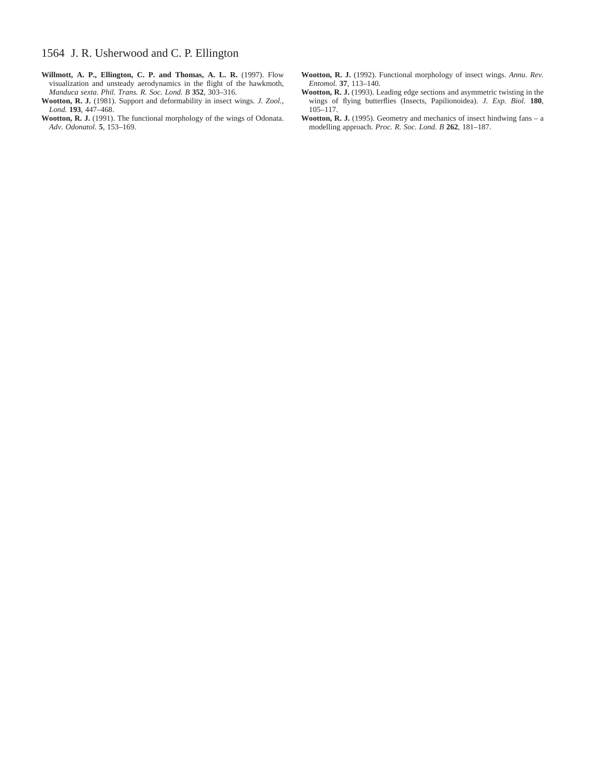**Willmott, A. P., Ellington, C. P. and Thomas, A. L. R.** (1997). Flow visualization and unsteady aerodynamics in the flight of the hawkmoth, *Manduca sexta*. *Phil. Trans. R. Soc. Lond. B* **352**, 303–316.

**Wootton, R. J.** (1981). Support and deformability in insect wings. *J. Zool., Lond.* **193**, 447–468.

**Wootton, R. J.** (1991). The functional morphology of the wings of Odonata. *Adv. Odonatol.* **5**, 153–169.

**Wootton, R. J.** (1992). Functional morphology of insect wings. *Annu. Rev. Entomol.* **37**, 113–140.

**Wootton, R. J.** (1993). Leading edge sections and asymmetric twisting in the wings of flying butterflies (Insects, Papilionoidea). *J. Exp. Biol.* **180**, 105–117.

**Wootton, R. J.** (1995). Geometry and mechanics of insect hindwing fans – a modelling approach. *Proc. R. Soc. Lond. B* **262**, 181–187.